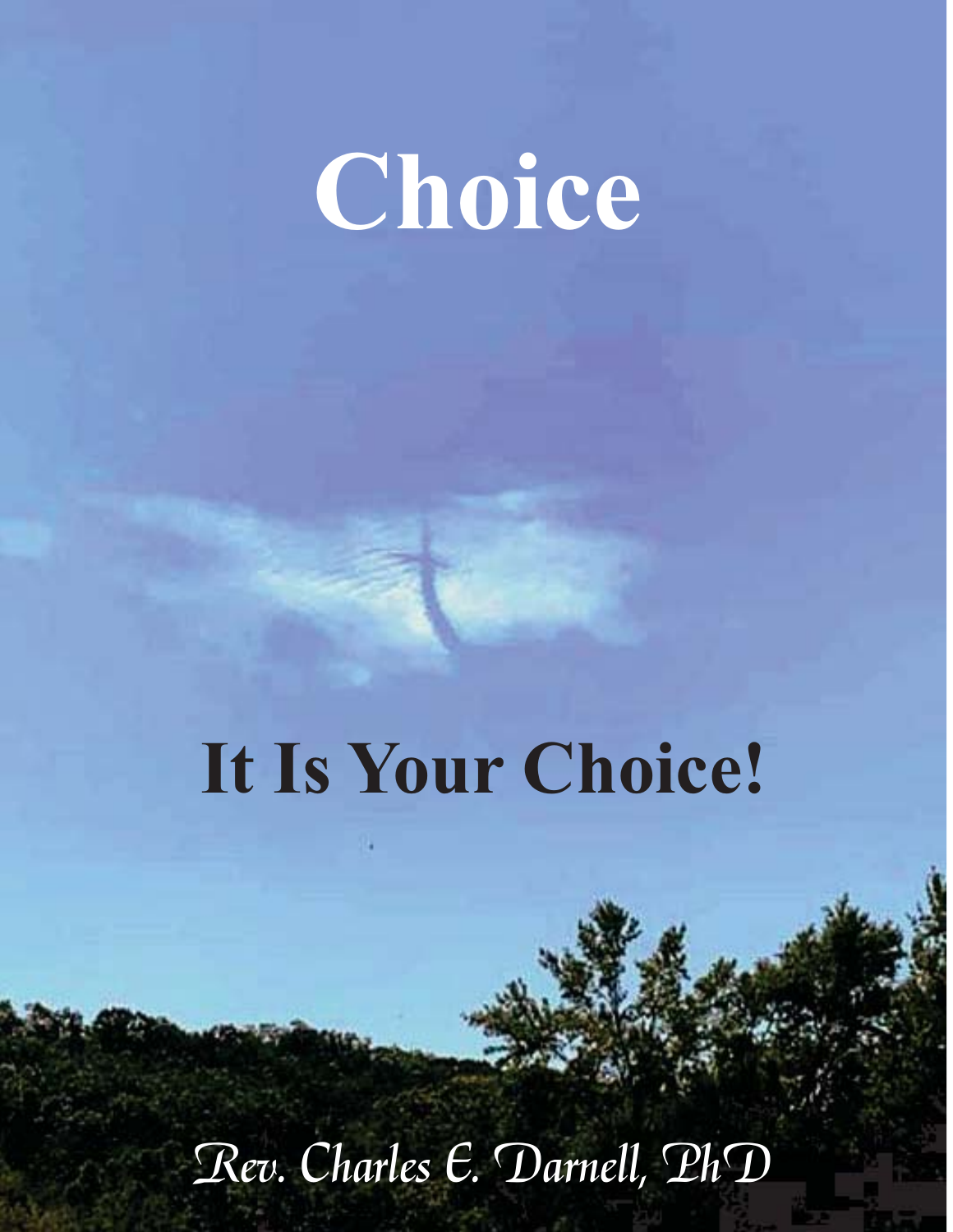# Choice

## It Is Your Choice!

*Rev. Charles E. Darnell, PhD*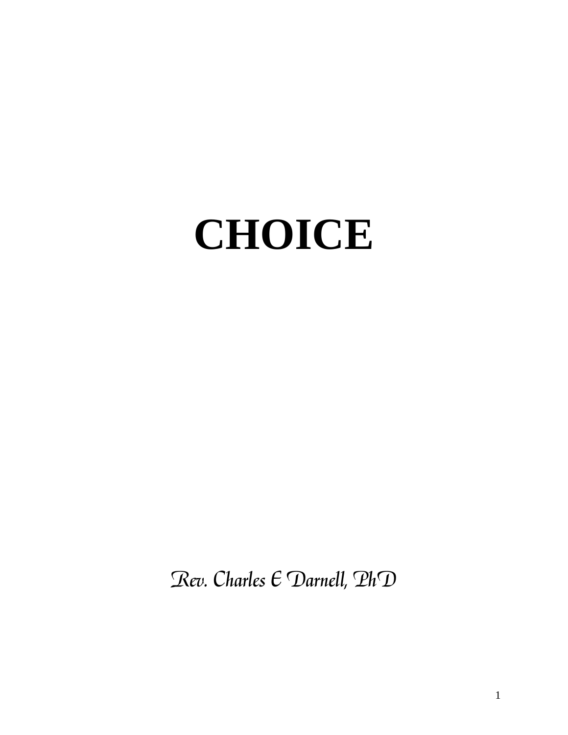# CHOICE

*Rev. Charles E Darnell, PhD*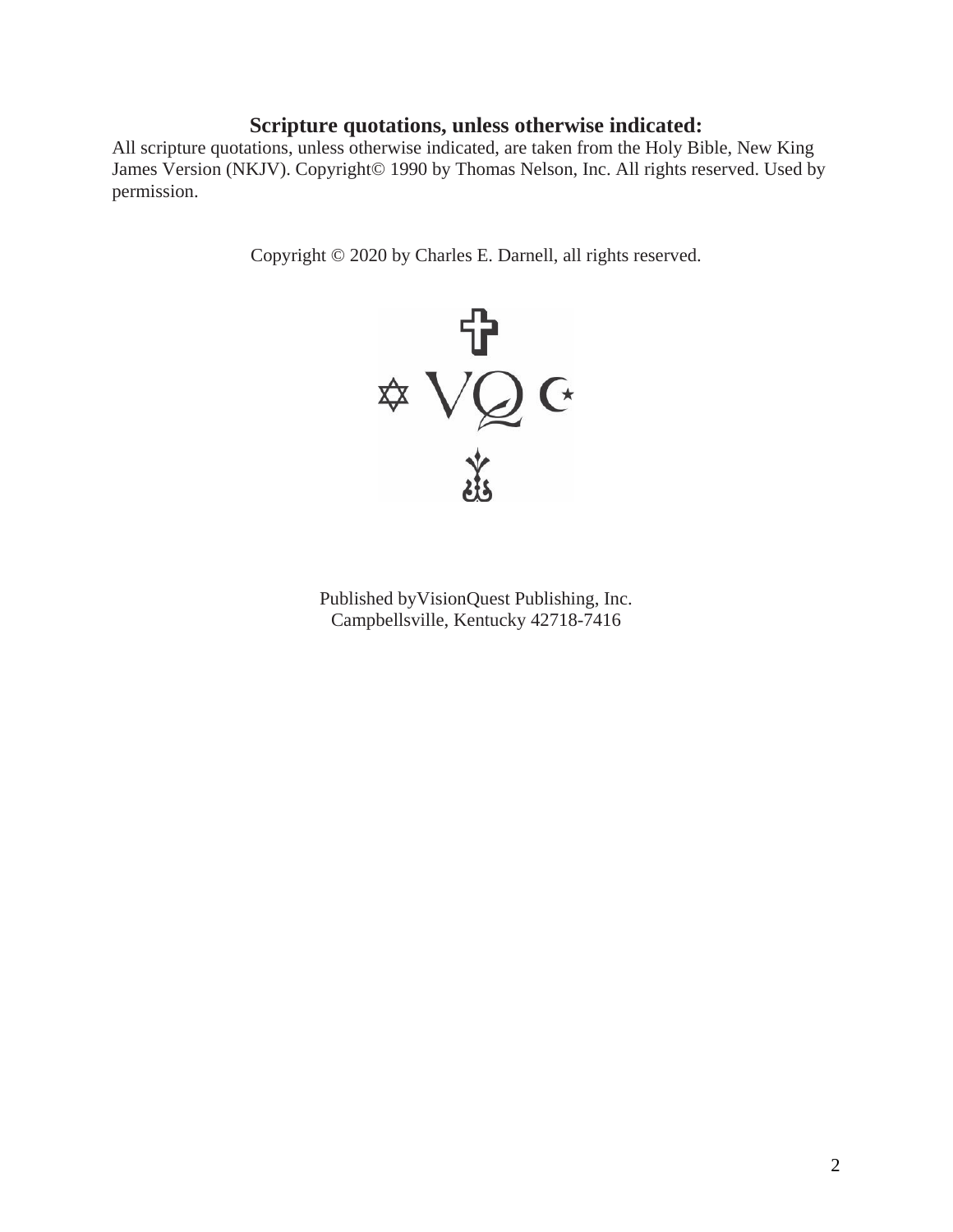## Scripture quotations, unless otherwise indicated:

All scripture quotations, unless otherwise indicated, are taken from the Holy Bible, New King James Version (NKJV). Copyright© 1990 by Thomas Nelson, Inc. All rights reserved. Used by permission.

Copyright © 2020 by Charles E. Darnell, all rights reserved.

Published byVisionQuest Publishing, Inc.
Campbellsville, Kentucky 42718-7416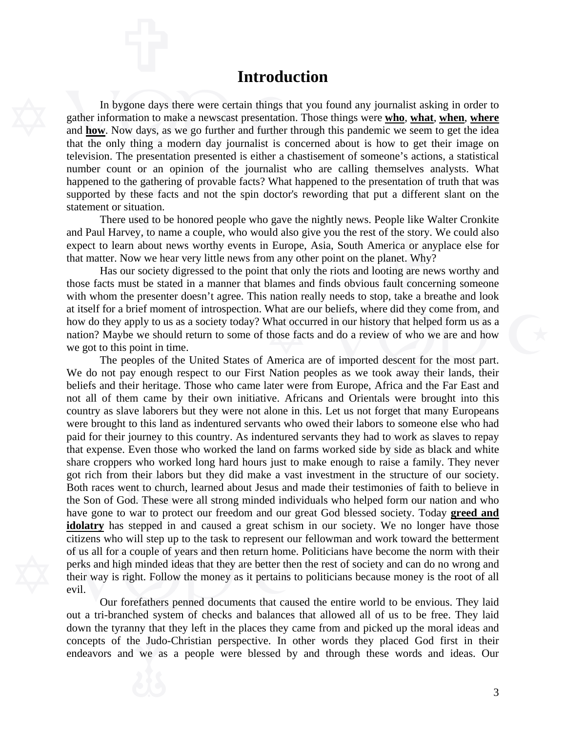# Introduction

In bygone days there were certain things that you found any journalist asking in order to gather information to make a newscast presentation. Those things were **<u>who</u>**, **<u>what</u>**, **<u>when</u>**, **<u>where</u>** and **<u>how</u>**. Now days, as we go further and further through this pandemic we seem to get the idea that the only thing a modern day journalist is concerned about is how to get their image on television. The presentation presented is either a chastisement of someone's actions, a statistical number count or an opinion of the journalist who are calling themselves analysts. What happened to the gathering of provable facts? What happened to the presentation of truth that was supported by these facts and not the spin doctor's rewording that put a different slant on the statement or situation.

There used to be honored people who gave the nightly news. People like Walter Cronkite and Paul Harvey, to name a couple, who would also give you the rest of the story. We could also expect to learn about news worthy events in Europe, Asia, South America or anyplace else for that matter. Now we hear very little news from any other point on the planet. Why?

Has our society digressed to the point that only the riots and looting are news worthy and those facts must be stated in a manner that blames and finds obvious fault concerning someone with whom the presenter doesn't agree. This nation really needs to stop, take a breathe and look at itself for a brief moment of introspection. What are our beliefs, where did they come from, and how do they apply to us as a society today? What occurred in our history that helped form us as a nation? Maybe we should return to some of those facts and do a review of who we are and how we got to this point in time.

The peoples of the United States of America are of imported descent for the most part. We do not pay enough respect to our First Nation peoples as we took away their lands, their beliefs and their heritage. Those who came later were from Europe, Africa and the Far East and not all of them came by their own initiative. Africans and Orientals were brought into this country as slave laborers but they were not alone in this. Let us not forget that many Europeans were brought to this land as indentured servants who owed their labors to someone else who had paid for their journey to this country. As indentured servants they had to work as slaves to repay that expense. Even those who worked the land on farms worked side by side as black and white share croppers who worked long hard hours just to make enough to raise a family. They never got rich from their labors but they did make a vast investment in the structure of our society. Both races went to church, learned about Jesus and made their testimonies of faith to believe in the Son of God. These were all strong minded individuals who helped form our nation and who have gone to war to protect our freedom and our great God blessed society. Today **<u>greed and idolatry</u>** has stepped in and caused a great schism in our society. We no longer have those citizens who will step up to the task to represent our fellowman and work toward the betterment of us all for a couple of years and then return home. Politicians have become the norm with their perks and high minded ideas that they are better then the rest of society and can do no wrong and their way is right. Follow the money as it pertains to politicians because money is the root of all evil.

Our forefathers penned documents that caused the entire world to be envious. They laid out a tri-branched system of checks and balances that allowed all of us to be free. They laid down the tyranny that they left in the places they came from and picked up the moral ideas and concepts of the Judo-Christian perspective. In other words they placed God first in their endeavors and we as a people were blessed by and through these words and ideas. Our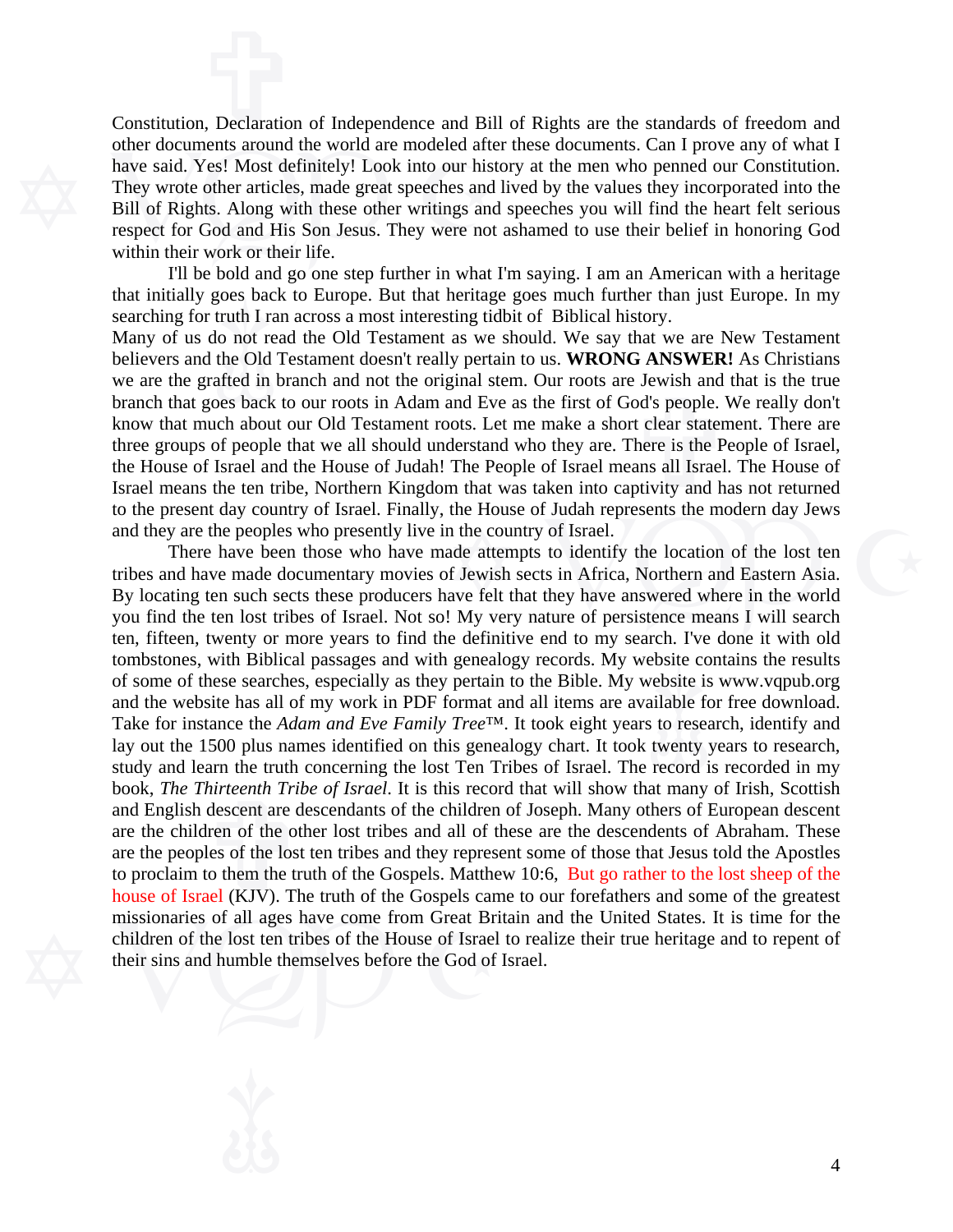Constitution, Declaration of Independence and Bill of Rights are the standards of freedom and other documents around the world are modeled after these documents. Can I prove any of what I have said. Yes! Most definitely! Look into our history at the men who penned our Constitution. They wrote other articles, made great speeches and lived by the values they incorporated into the Bill of Rights. Along with these other writings and speeches you will find the heart felt serious respect for God and His Son Jesus. They were not ashamed to use their belief in honoring God within their work or their life.

I'll be bold and go one step further in what I'm saying. I am an American with a heritage that initially goes back to Europe. But that heritage goes much further than just Europe. In my searching for truth I ran across a most interesting tidbit of Biblical history.

Many of us do not read the Old Testament as we should. We say that we are New Testament believers and the Old Testament doesn't really pertain to us. **WRONG ANSWER!** As Christians we are the grafted in branch and not the original stem. Our roots are Jewish and that is the true branch that goes back to our roots in Adam and Eve as the first of God's people. We really don't know that much about our Old Testament roots. Let me make a short clear statement. There are three groups of people that we all should understand who they are. There is the People of Israel, the House of Israel and the House of Judah! The People of Israel means all Israel. The House of Israel means the ten tribe, Northern Kingdom that was taken into captivity and has not returned to the present day country of Israel. Finally, the House of Judah represents the modern day Jews and they are the peoples who presently live in the country of Israel.

There have been those who have made attempts to identify the location of the lost ten tribes and have made documentary movies of Jewish sects in Africa, Northern and Eastern Asia. By locating ten such sects these producers have felt that they have answered where in the world you find the ten lost tribes of Israel. Not so! My very nature of persistence means I will search ten, fifteen, twenty or more years to find the definitive end to my search. I've done it with old tombstones, with Biblical passages and with genealogy records. My website contains the results of some of these searches, especially as they pertain to the Bible. My website is www.vqpub.org and the website has all of my work in PDF format and all items are available for free download. Take for instance the *Adam and Eve Family Tree*™. It took eight years to research, identify and lay out the 1500 plus names identified on this genealogy chart. It took twenty years to research, study and learn the truth concerning the lost Ten Tribes of Israel. The record is recorded in my book, *The Thirteenth Tribe of Israel*. It is this record that will show that many of Irish, Scottish and English descent are descendants of the children of Joseph. Many others of European descent are the children of the other lost tribes and all of these are the descendents of Abraham. These are the peoples of the lost ten tribes and they represent some of those that Jesus told the Apostles to proclaim to them the truth of the Gospels. Matthew 10:6, But go rather to the lost sheep of the house of Israel (KJV). The truth of the Gospels came to our forefathers and some of the greatest missionaries of all ages have come from Great Britain and the United States. It is time for the children of the lost ten tribes of the House of Israel to realize their true heritage and to repent of their sins and humble themselves before the God of Israel.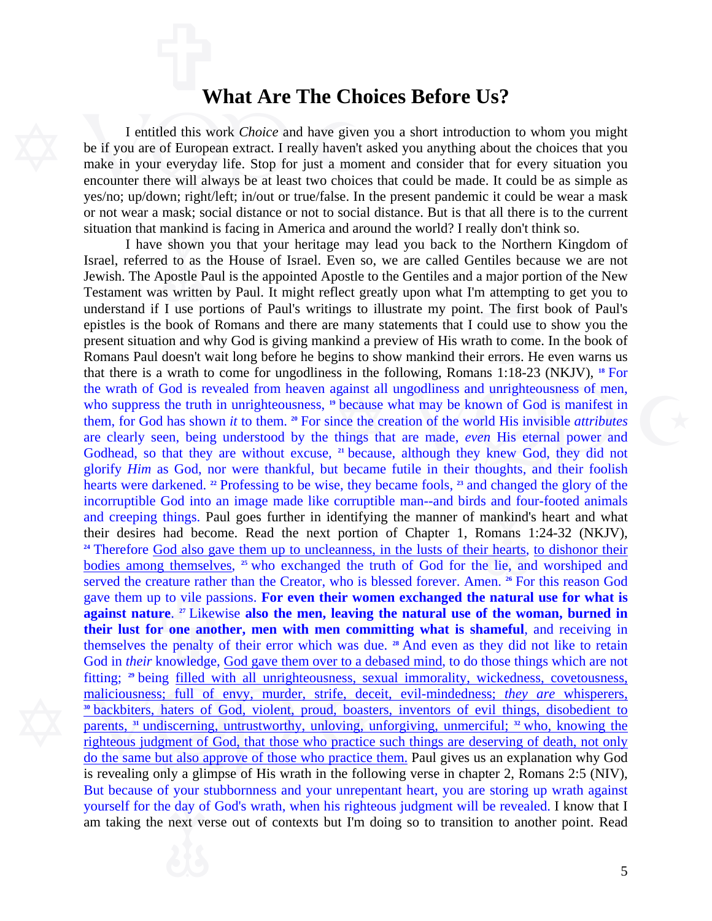# What Are The Choices Before Us?

I entitled this work *Choice* and have given you a short introduction to whom you might be if you are of European extract. I really haven't asked you anything about the choices that you make in your everyday life. Stop for just a moment and consider that for every situation you encounter there will always be at least two choices that could be made. It could be as simple as yes/no; up/down; right/left; in/out or true/false. In the present pandemic it could be wear a mask or not wear a mask; social distance or not to social distance. But is that all there is to the current situation that mankind is facing in America and around the world? I really don't think so.

I have shown you that your heritage may lead you back to the Northern Kingdom of Israel, referred to as the House of Israel. Even so, we are called Gentiles because we are not Jewish. The Apostle Paul is the appointed Apostle to the Gentiles and a major portion of the New Testament was written by Paul. It might reflect greatly upon what I'm attempting to get you to understand if I use portions of Paul's writings to illustrate my point. The first book of Paul's epistles is the book of Romans and there are many statements that I could use to show you the present situation and why God is giving mankind a preview of His wrath to come. In the book of Romans Paul doesn't wait long before he begins to show mankind their errors. He even warns us that there is a wrath to come for ungodliness in the following, Romans 1:18-23 (NKJV), [18] For the wrath of God is revealed from heaven against all ungodliness and unrighteousness of men, who suppress the truth in unrighteousness, [19] because what may be known of God is manifest in them, for God has shown *it* to them. [20] For since the creation of the world His invisible *attributes* are clearly seen, being understood by the things that are made, *even* His eternal power and Godhead, so that they are without excuse, [21] because, although they knew God, they did not glorify *Him* as God, nor were thankful, but became futile in their thoughts, and their foolish hearts were darkened. [22] Professing to be wise, they became fools, [23] and changed the glory of the incorruptible God into an image made like corruptible man--and birds and four-footed animals and creeping things. Paul goes further in identifying the manner of mankind's heart and what their desires had become. Read the next portion of Chapter 1, Romans 1:24-32 (NKJV), [24] Therefore God also gave them up to uncleanness, in the lusts of their hearts, to dishonor their bodies among themselves, [25] who exchanged the truth of God for the lie, and worshiped and served the creature rather than the Creator, who is blessed forever. Amen. [26] For this reason God gave them up to vile passions. **For even their women exchanged the natural use for what is against nature**. [27] Likewise **also the men, leaving the natural use of the woman, burned in their lust for one another, men with men committing what is shameful**, and receiving in themselves the penalty of their error which was due. [28] And even as they did not like to retain God in *their* knowledge, God gave them over to a debased mind, to do those things which are not fitting; [29] being filled with all unrighteousness, sexual immorality, wickedness, covetousness, maliciousness; full of envy, murder, strife, deceit, evil-mindedness; *they are* whisperers, [30] backbiters, haters of God, violent, proud, boasters, inventors of evil things, disobedient to parents, [31] undiscerning, untrustworthy, unloving, unforgiving, unmerciful; [32] who, knowing the righteous judgment of God, that those who practice such things are deserving of death, not only do the same but also approve of those who practice them. Paul gives us an explanation why God is revealing only a glimpse of His wrath in the following verse in chapter 2, Romans 2:5 (NIV), But because of your stubbornness and your unrepentant heart, you are storing up wrath against yourself for the day of God's wrath, when his righteous judgment will be revealed. I know that I am taking the next verse out of contexts but I'm doing so to transition to another point. Read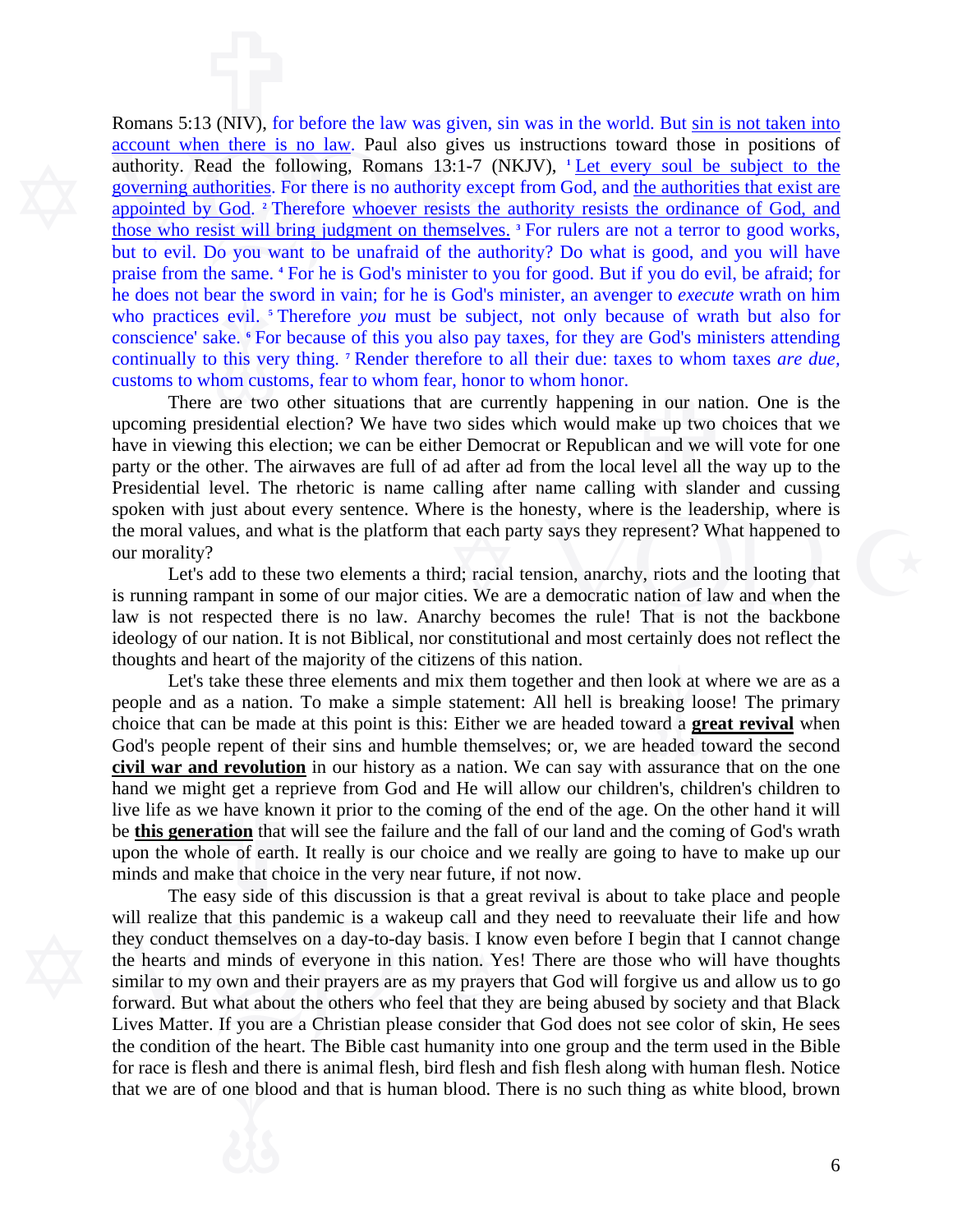Romans 5:13 (NIV), for before the law was given, sin was in the world. But sin is not taken into account when there is no law. Paul also gives us instructions toward those in positions of authority. Read the following, Romans 13:1-7 (NKJV), [1] Let every soul be subject to the governing authorities. For there is no authority except from God, and the authorities that exist are appointed by God. [2] Therefore whoever resists the authority resists the ordinance of God, and those who resist will bring judgment on themselves. [3] For rulers are not a terror to good works, but to evil. Do you want to be unafraid of the authority? Do what is good, and you will have praise from the same. [4] For he is God's minister to you for good. But if you do evil, be afraid; for he does not bear the sword in vain; for he is God's minister, an avenger to *execute* wrath on him who practices evil. [5] Therefore *you* must be subject, not only because of wrath but also for conscience' sake. [6] For because of this you also pay taxes, for they are God's ministers attending continually to this very thing. [7] Render therefore to all their due: taxes to whom taxes *are due,* customs to whom customs, fear to whom fear, honor to whom honor.

There are two other situations that are currently happening in our nation. One is the upcoming presidential election? We have two sides which would make up two choices that we have in viewing this election; we can be either Democrat or Republican and we will vote for one party or the other. The airwaves are full of ad after ad from the local level all the way up to the Presidential level. The rhetoric is name calling after name calling with slander and cussing spoken with just about every sentence. Where is the honesty, where is the leadership, where is the moral values, and what is the platform that each party says they represent? What happened to our morality?

Let's add to these two elements a third; racial tension, anarchy, riots and the looting that is running rampant in some of our major cities. We are a democratic nation of law and when the law is not respected there is no law. Anarchy becomes the rule! That is not the backbone ideology of our nation. It is not Biblical, nor constitutional and most certainly does not reflect the thoughts and heart of the majority of the citizens of this nation.

Let's take these three elements and mix them together and then look at where we are as a people and as a nation. To make a simple statement: All hell is breaking loose! The primary choice that can be made at this point is this: Either we are headed toward a **great revival** when God's people repent of their sins and humble themselves; or, we are headed toward the second **civil war and revolution** in our history as a nation. We can say with assurance that on the one hand we might get a reprieve from God and He will allow our children's, children's children to live life as we have known it prior to the coming of the end of the age. On the other hand it will be **this generation** that will see the failure and the fall of our land and the coming of God's wrath upon the whole of earth. It really is our choice and we really are going to have to make up our minds and make that choice in the very near future, if not now.

The easy side of this discussion is that a great revival is about to take place and people will realize that this pandemic is a wakeup call and they need to reevaluate their life and how they conduct themselves on a day-to-day basis. I know even before I begin that I cannot change the hearts and minds of everyone in this nation. Yes! There are those who will have thoughts similar to my own and their prayers are as my prayers that God will forgive us and allow us to go forward. But what about the others who feel that they are being abused by society and that Black Lives Matter. If you are a Christian please consider that God does not see color of skin, He sees the condition of the heart. The Bible cast humanity into one group and the term used in the Bible for race is flesh and there is animal flesh, bird flesh and fish flesh along with human flesh. Notice that we are of one blood and that is human blood. There is no such thing as white blood, brown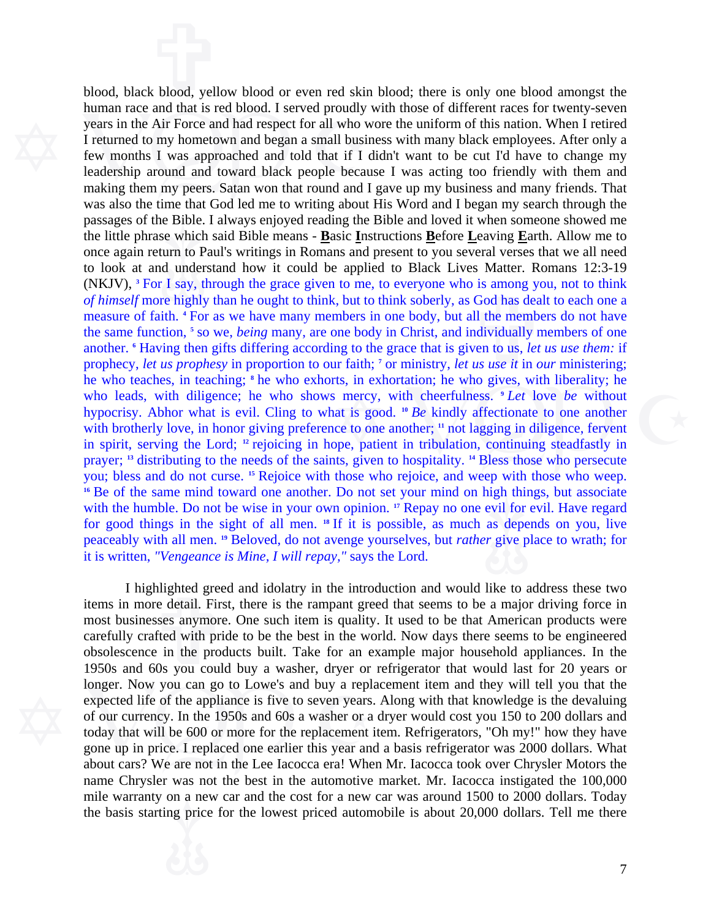blood, black blood, yellow blood or even red skin blood; there is only one blood amongst the human race and that is red blood. I served proudly with those of different races for twenty-seven years in the Air Force and had respect for all who wore the uniform of this nation. When I retired I returned to my hometown and began a small business with many black employees. After only a few months I was approached and told that if I didn't want to be cut I'd have to change my leadership around and toward black people because I was acting too friendly with them and making them my peers. Satan won that round and I gave up my business and many friends. That was also the time that God led me to writing about His Word and I began my search through the passages of the Bible. I always enjoyed reading the Bible and loved it when someone showed me the little phrase which said Bible means - **B**asic **I**nstructions **B**efore **L**eaving **E**arth. Allow me to once again return to Paul's writings in Romans and present to you several verses that we all need to look at and understand how it could be applied to Black Lives Matter. Romans 12:3-19 (NKJV), [3] For I say, through the grace given to me, to everyone who is among you, not to think *of himself* more highly than he ought to think, but to think soberly, as God has dealt to each one a measure of faith. [4] For as we have many members in one body, but all the members do not have the same function, [5] so we, *being* many, are one body in Christ, and individually members of one another. [6] Having then gifts differing according to the grace that is given to us, *let us use them:* if prophecy, *let us prophesy* in proportion to our faith; [7] or ministry, *let us use it* in *our* ministering; he who teaches, in teaching; [8] he who exhorts, in exhortation; he who gives, with liberality; he who leads, with diligence; he who shows mercy, with cheerfulness. [9] *Let* love *be* without hypocrisy. Abhor what is evil. Cling to what is good. [10] *Be* kindly affectionate to one another with brotherly love, in honor giving preference to one another; [11] not lagging in diligence, fervent in spirit, serving the Lord; [12] rejoicing in hope, patient in tribulation, continuing steadfastly in prayer; [13] distributing to the needs of the saints, given to hospitality. [14] Bless those who persecute you; bless and do not curse. [15] Rejoice with those who rejoice, and weep with those who weep. [16] Be of the same mind toward one another. Do not set your mind on high things, but associate with the humble. Do not be wise in your own opinion. [17] Repay no one evil for evil. Have regard for good things in the sight of all men. [18] If it is possible, as much as depends on you, live peaceably with all men. [19] Beloved, do not avenge yourselves, but *rather* give place to wrath; for it is written, *"Vengeance is Mine, I will repay,"* says the Lord.

I highlighted greed and idolatry in the introduction and would like to address these two items in more detail. First, there is the rampant greed that seems to be a major driving force in most businesses anymore. One such item is quality. It used to be that American products were carefully crafted with pride to be the best in the world. Now days there seems to be engineered obsolescence in the products built. Take for an example major household appliances. In the 1950s and 60s you could buy a washer, dryer or refrigerator that would last for 20 years or longer. Now you can go to Lowe's and buy a replacement item and they will tell you that the expected life of the appliance is five to seven years. Along with that knowledge is the devaluing of our currency. In the 1950s and 60s a washer or a dryer would cost you 150 to 200 dollars and today that will be 600 or more for the replacement item. Refrigerators, "Oh my!" how they have gone up in price. I replaced one earlier this year and a basis refrigerator was 2000 dollars. What about cars? We are not in the Lee Iacocca era! When Mr. Iacocca took over Chrysler Motors the name Chrysler was not the best in the automotive market. Mr. Iacocca instigated the 100,000 mile warranty on a new car and the cost for a new car was around 1500 to 2000 dollars. Today the basis starting price for the lowest priced automobile is about 20,000 dollars. Tell me there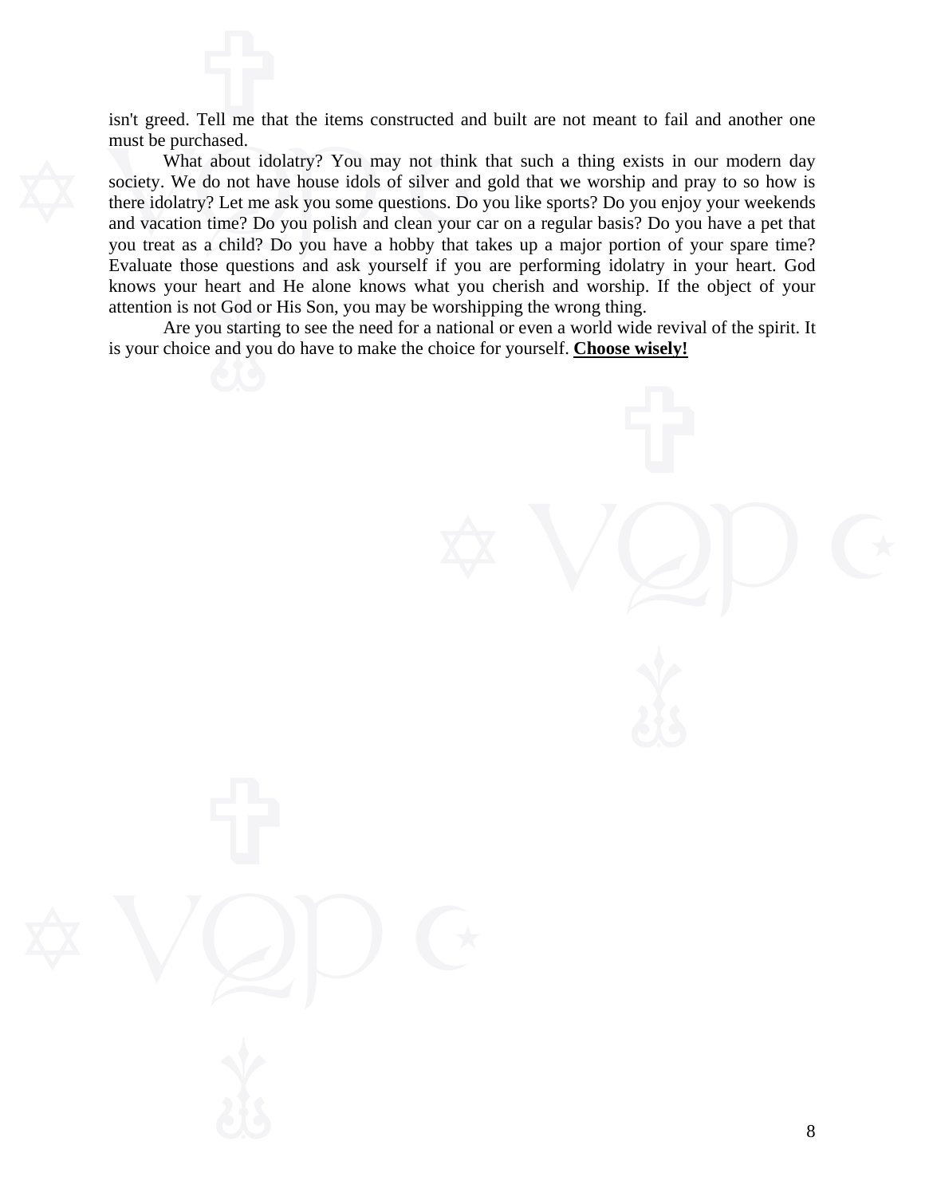isn't greed. Tell me that the items constructed and built are not meant to fail and another one must be purchased.

What about idolatry? You may not think that such a thing exists in our modern day society. We do not have house idols of silver and gold that we worship and pray to so how is there idolatry? Let me ask you some questions. Do you like sports? Do you enjoy your weekends and vacation time? Do you polish and clean your car on a regular basis? Do you have a pet that you treat as a child? Do you have a hobby that takes up a major portion of your spare time? Evaluate those questions and ask yourself if you are performing idolatry in your heart. God knows your heart and He alone knows what you cherish and worship. If the object of your attention is not God or His Son, you may be worshipping the wrong thing.

Are you starting to see the need for a national or even a world wide revival of the spirit. It is your choice and you do have to make the choice for yourself. **<u>Choose wisely!</u>**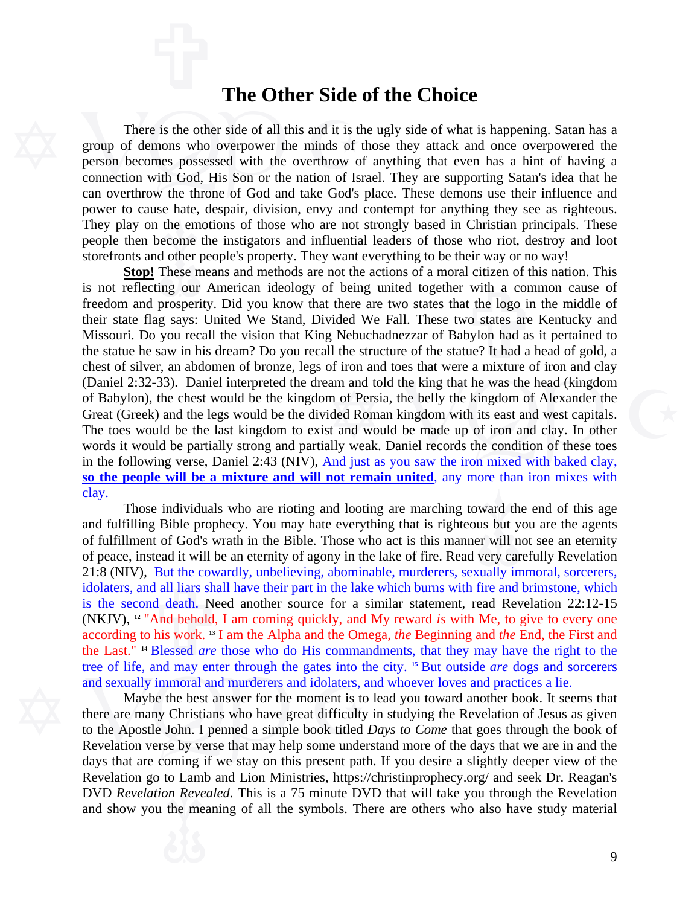# The Other Side of the Choice

There is the other side of all this and it is the ugly side of what is happening. Satan has a group of demons who overpower the minds of those they attack and once overpowered the person becomes possessed with the overthrow of anything that even has a hint of having a connection with God, His Son or the nation of Israel. They are supporting Satan's idea that he can overthrow the throne of God and take God's place. These demons use their influence and power to cause hate, despair, division, envy and contempt for anything they see as righteous. They play on the emotions of those who are not strongly based in Christian principals. These people then become the instigators and influential leaders of those who riot, destroy and loot storefronts and other people's property. They want everything to be their way or no way!

**Stop!** These means and methods are not the actions of a moral citizen of this nation. This is not reflecting our American ideology of being united together with a common cause of freedom and prosperity. Did you know that there are two states that the logo in the middle of their state flag says: United We Stand, Divided We Fall. These two states are Kentucky and Missouri. Do you recall the vision that King Nebuchadnezzar of Babylon had as it pertained to the statue he saw in his dream? Do you recall the structure of the statue? It had a head of gold, a chest of silver, an abdomen of bronze, legs of iron and toes that were a mixture of iron and clay (Daniel 2:32-33). Daniel interpreted the dream and told the king that he was the head (kingdom of Babylon), the chest would be the kingdom of Persia, the belly the kingdom of Alexander the Great (Greek) and the legs would be the divided Roman kingdom with its east and west capitals. The toes would be the last kingdom to exist and would be made up of iron and clay. In other words it would be partially strong and partially weak. Daniel records the condition of these toes in the following verse, Daniel 2:43 (NIV), And just as you saw the iron mixed with baked clay, **so the people will be a mixture and will not remain united**, any more than iron mixes with clay.

Those individuals who are rioting and looting are marching toward the end of this age and fulfilling Bible prophecy. You may hate everything that is righteous but you are the agents of fulfillment of God's wrath in the Bible. Those who act is this manner will not see an eternity of peace, instead it will be an eternity of agony in the lake of fire. Read very carefully Revelation 21:8 (NIV), But the cowardly, unbelieving, abominable, murderers, sexually immoral, sorcerers, idolaters, and all liars shall have their part in the lake which burns with fire and brimstone, which is the second death. Need another source for a similar statement, read Revelation 22:12-15 (NKJV), [12] "And behold, I am coming quickly, and My reward *is* with Me, to give to every one according to his work. [13] I am the Alpha and the Omega, *the* Beginning and *the* End, the First and the Last." [14] Blessed *are* those who do His commandments, that they may have the right to the tree of life, and may enter through the gates into the city. [15] But outside *are* dogs and sorcerers and sexually immoral and murderers and idolaters, and whoever loves and practices a lie.

Maybe the best answer for the moment is to lead you toward another book. It seems that there are many Christians who have great difficulty in studying the Revelation of Jesus as given to the Apostle John. I penned a simple book titled *Days to Come* that goes through the book of Revelation verse by verse that may help some understand more of the days that we are in and the days that are coming if we stay on this present path. If you desire a slightly deeper view of the Revelation go to Lamb and Lion Ministries, https://christinprophecy.org/ and seek Dr. Reagan's DVD *Revelation Revealed.* This is a 75 minute DVD that will take you through the Revelation and show you the meaning of all the symbols. There are others who also have study material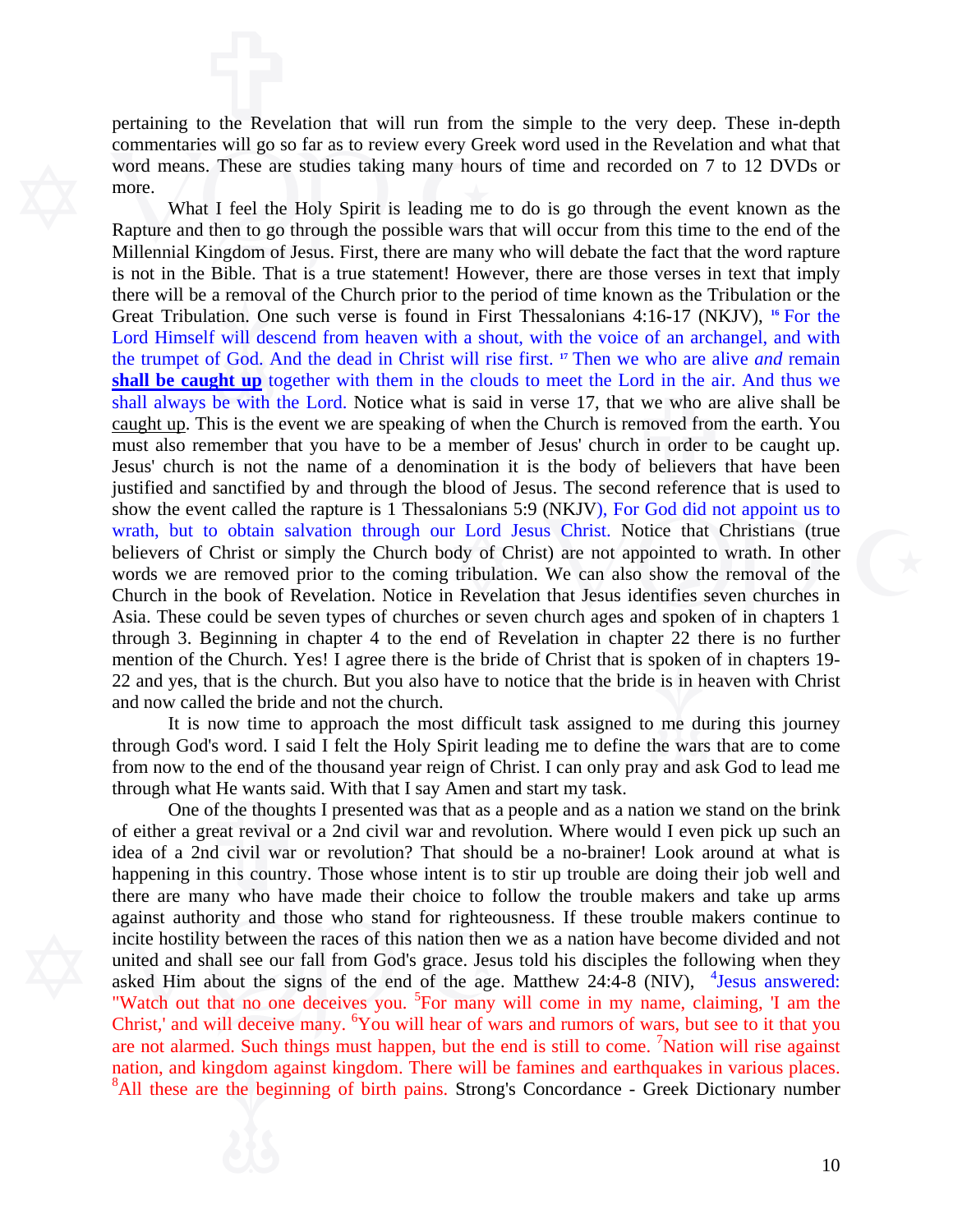pertaining to the Revelation that will run from the simple to the very deep. These in-depth commentaries will go so far as to review every Greek word used in the Revelation and what that word means. These are studies taking many hours of time and recorded on 7 to 12 DVDs or more.

What I feel the Holy Spirit is leading me to do is go through the event known as the Rapture and then to go through the possible wars that will occur from this time to the end of the Millennial Kingdom of Jesus. First, there are many who will debate the fact that the word rapture is not in the Bible. That is a true statement! However, there are those verses in text that imply there will be a removal of the Church prior to the period of time known as the Tribulation or the Great Tribulation. One such verse is found in First Thessalonians 4:16-17 (NKJV), [16] For the Lord Himself will descend from heaven with a shout, with the voice of an archangel, and with the trumpet of God. And the dead in Christ will rise first. [17] Then we who are alive *and* remain **shall be caught up** together with them in the clouds to meet the Lord in the air. And thus we shall always be with the Lord. Notice what is said in verse 17, that we who are alive shall be caught up. This is the event we are speaking of when the Church is removed from the earth. You must also remember that you have to be a member of Jesus' church in order to be caught up. Jesus' church is not the name of a denomination it is the body of believers that have been justified and sanctified by and through the blood of Jesus. The second reference that is used to show the event called the rapture is 1 Thessalonians 5:9 (NKJV), For God did not appoint us to wrath, but to obtain salvation through our Lord Jesus Christ. Notice that Christians (true believers of Christ or simply the Church body of Christ) are not appointed to wrath. In other words we are removed prior to the coming tribulation. We can also show the removal of the Church in the book of Revelation. Notice in Revelation that Jesus identifies seven churches in Asia. These could be seven types of churches or seven church ages and spoken of in chapters 1 through 3. Beginning in chapter 4 to the end of Revelation in chapter 22 there is no further mention of the Church. Yes! I agree there is the bride of Christ that is spoken of in chapters 19-22 and yes, that is the church. But you also have to notice that the bride is in heaven with Christ and now called the bride and not the church.

It is now time to approach the most difficult task assigned to me during this journey through God's word. I said I felt the Holy Spirit leading me to define the wars that are to come from now to the end of the thousand year reign of Christ. I can only pray and ask God to lead me through what He wants said. With that I say Amen and start my task.

One of the thoughts I presented was that as a people and as a nation we stand on the brink of either a great revival or a 2nd civil war and revolution. Where would I even pick up such an idea of a 2nd civil war or revolution? That should be a no-brainer! Look around at what is happening in this country. Those whose intent is to stir up trouble are doing their job well and there are many who have made their choice to follow the trouble makers and take up arms against authority and those who stand for righteousness. If these trouble makers continue to incite hostility between the races of this nation then we as a nation have become divided and not united and shall see our fall from God's grace. Jesus told his disciples the following when they asked Him about the signs of the end of the age. Matthew 24:4-8 (NIV), [4]Jesus answered: "Watch out that no one deceives you. [5]For many will come in my name, claiming, 'I am the Christ,' and will deceive many. [6]You will hear of wars and rumors of wars, but see to it that you are not alarmed. Such things must happen, but the end is still to come. [7]Nation will rise against nation, and kingdom against kingdom. There will be famines and earthquakes in various places. [8]All these are the beginning of birth pains. Strong's Concordance - Greek Dictionary number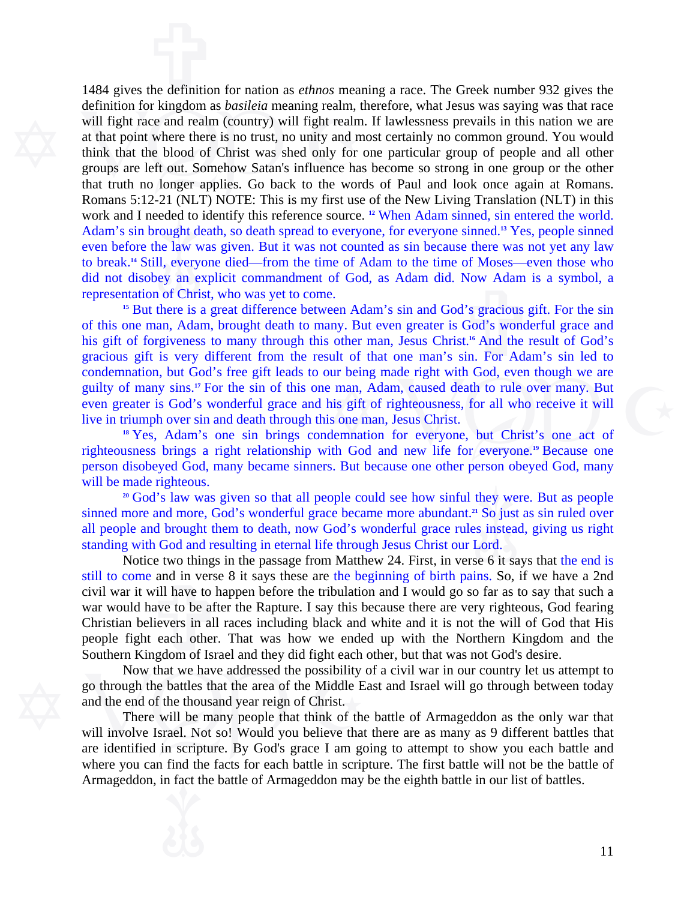1484 gives the definition for nation as *ethnos* meaning a race. The Greek number 932 gives the definition for kingdom as *basileia* meaning realm, therefore, what Jesus was saying was that race will fight race and realm (country) will fight realm. If lawlessness prevails in this nation we are at that point where there is no trust, no unity and most certainly no common ground. You would think that the blood of Christ was shed only for one particular group of people and all other groups are left out. Somehow Satan's influence has become so strong in one group or the other that truth no longer applies. Go back to the words of Paul and look once again at Romans. Romans 5:12-21 (NLT) NOTE: This is my first use of the New Living Translation (NLT) in this work and I needed to identify this reference source. [12] When Adam sinned, sin entered the world. Adam's sin brought death, so death spread to everyone, for everyone sinned.[13] Yes, people sinned even before the law was given. But it was not counted as sin because there was not yet any law to break.[14] Still, everyone died—from the time of Adam to the time of Moses—even those who did not disobey an explicit commandment of God, as Adam did. Now Adam is a symbol, a representation of Christ, who was yet to come.

[15] But there is a great difference between Adam's sin and God's gracious gift. For the sin of this one man, Adam, brought death to many. But even greater is God's wonderful grace and his gift of forgiveness to many through this other man, Jesus Christ.[16] And the result of God's gracious gift is very different from the result of that one man's sin. For Adam's sin led to condemnation, but God's free gift leads to our being made right with God, even though we are guilty of many sins.[17] For the sin of this one man, Adam, caused death to rule over many. But even greater is God's wonderful grace and his gift of righteousness, for all who receive it will live in triumph over sin and death through this one man, Jesus Christ.

[18] Yes, Adam's one sin brings condemnation for everyone, but Christ's one act of righteousness brings a right relationship with God and new life for everyone.[19] Because one person disobeyed God, many became sinners. But because one other person obeyed God, many will be made righteous.

[20] God's law was given so that all people could see how sinful they were. But as people sinned more and more, God's wonderful grace became more abundant.[21] So just as sin ruled over all people and brought them to death, now God's wonderful grace rules instead, giving us right standing with God and resulting in eternal life through Jesus Christ our Lord.

Notice two things in the passage from Matthew 24. First, in verse 6 it says that the end is still to come and in verse 8 it says these are the beginning of birth pains. So, if we have a 2nd civil war it will have to happen before the tribulation and I would go so far as to say that such a war would have to be after the Rapture. I say this because there are very righteous, God fearing Christian believers in all races including black and white and it is not the will of God that His people fight each other. That was how we ended up with the Northern Kingdom and the Southern Kingdom of Israel and they did fight each other, but that was not God's desire.

Now that we have addressed the possibility of a civil war in our country let us attempt to go through the battles that the area of the Middle East and Israel will go through between today and the end of the thousand year reign of Christ.

There will be many people that think of the battle of Armageddon as the only war that will involve Israel. Not so! Would you believe that there are as many as 9 different battles that are identified in scripture. By God's grace I am going to attempt to show you each battle and where you can find the facts for each battle in scripture. The first battle will not be the battle of Armageddon, in fact the battle of Armageddon may be the eighth battle in our list of battles.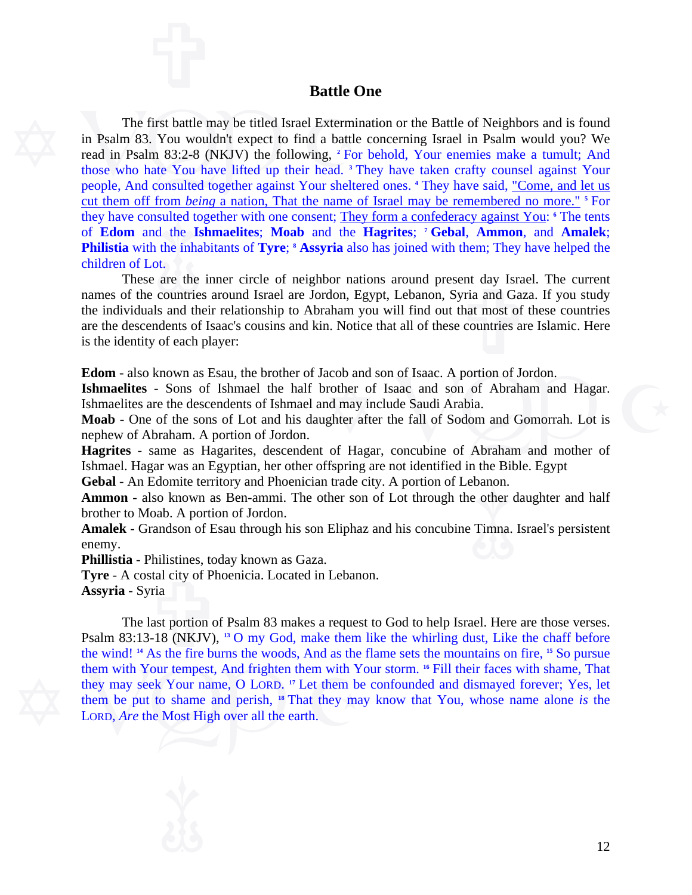## Battle One

The first battle may be titled Israel Extermination or the Battle of Neighbors and is found in Psalm 83. You wouldn't expect to find a battle concerning Israel in Psalm would you? We read in Psalm 83:2-8 (NKJV) the following, [2] For behold, Your enemies make a tumult; And those who hate You have lifted up their head. [3] They have taken crafty counsel against Your people, And consulted together against Your sheltered ones. [4] They have said, "Come, and let us cut them off from *being* a nation, That the name of Israel may be remembered no more." [5] For they have consulted together with one consent; They form a confederacy against You: [6] The tents of **Edom** and the **Ishmaelites**; **Moab** and the **Hagrites**; [7] **Gebal**, **Ammon**, and **Amalek**; **Philistia** with the inhabitants of **Tyre**; [8] **Assyria** also has joined with them; They have helped the children of Lot.

These are the inner circle of neighbor nations around present day Israel. The current names of the countries around Israel are Jordon, Egypt, Lebanon, Syria and Gaza. If you study the individuals and their relationship to Abraham you will find out that most of these countries are the descendents of Isaac's cousins and kin. Notice that all of these countries are Islamic. Here is the identity of each player:

**Edom** - also known as Esau, the brother of Jacob and son of Isaac. A portion of Jordon.
**Ishmaelites** - Sons of Ishmael the half brother of Isaac and son of Abraham and Hagar. Ishmaelites are the descendents of Ishmael and may include Saudi Arabia.
**Moab** - One of the sons of Lot and his daughter after the fall of Sodom and Gomorrah. Lot is nephew of Abraham. A portion of Jordon.
**Hagrites** - same as Hagarites, descendent of Hagar, concubine of Abraham and mother of Ishmael. Hagar was an Egyptian, her other offspring are not identified in the Bible. Egypt
**Gebal** - An Edomite territory and Phoenician trade city. A portion of Lebanon.
**Ammon** - also known as Ben-ammi. The other son of Lot through the other daughter and half brother to Moab. A portion of Jordon.
**Amalek** - Grandson of Esau through his son Eliphaz and his concubine Timna. Israel's persistent enemy.
**Phillistia** - Philistines, today known as Gaza.
**Tyre** - A costal city of Phoenicia. Located in Lebanon.
**Assyria** - Syria

The last portion of Psalm 83 makes a request to God to help Israel. Here are those verses. Psalm 83:13-18 (NKJV), [13] O my God, make them like the whirling dust, Like the chaff before the wind! [14] As the fire burns the woods, And as the flame sets the mountains on fire, [15] So pursue them with Your tempest, And frighten them with Your storm. [16] Fill their faces with shame, That they may seek Your name, O LORD. [17] Let them be confounded and dismayed forever; Yes, let them be put to shame and perish, [18] That they may know that You, whose name alone *is* the LORD, *Are* the Most High over all the earth.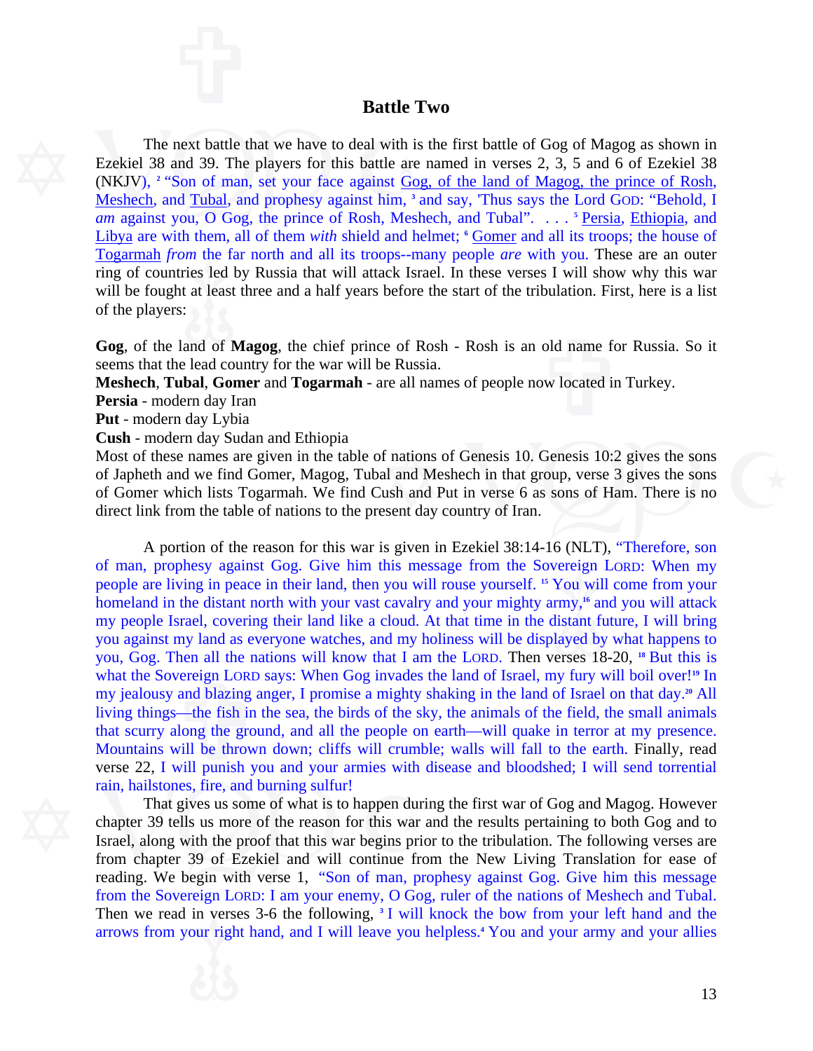## Battle Two

The next battle that we have to deal with is the first battle of Gog of Magog as shown in Ezekiel 38 and 39. The players for this battle are named in verses 2, 3, 5 and 6 of Ezekiel 38 (NKJV), [2] "Son of man, set your face against Gog, of the land of Magog, the prince of Rosh, Meshech, and Tubal, and prophesy against him, [3] and say, 'Thus says the Lord GOD: "Behold, I *am* against you, O Gog, the prince of Rosh, Meshech, and Tubal". . . . [5] Persia, Ethiopia, and Libya are with them, all of them *with* shield and helmet; [6] Gomer and all its troops; the house of Togarmah *from* the far north and all its troops--many people *are* with you. These are an outer ring of countries led by Russia that will attack Israel. In these verses I will show why this war will be fought at least three and a half years before the start of the tribulation. First, here is a list of the players:

**Gog**, of the land of **Magog**, the chief prince of Rosh - Rosh is an old name for Russia. So it seems that the lead country for the war will be Russia.
**Meshech**, **Tubal**, **Gomer** and **Togarmah** - are all names of people now located in Turkey.
**Persia** - modern day Iran
**Put** - modern day Lybia
**Cush** - modern day Sudan and Ethiopia
Most of these names are given in the table of nations of Genesis 10. Genesis 10:2 gives the sons of Japheth and we find Gomer, Magog, Tubal and Meshech in that group, verse 3 gives the sons of Gomer which lists Togarmah. We find Cush and Put in verse 6 as sons of Ham. There is no direct link from the table of nations to the present day country of Iran.

A portion of the reason for this war is given in Ezekiel 38:14-16 (NLT), "Therefore, son of man, prophesy against Gog. Give him this message from the Sovereign LORD: When my people are living in peace in their land, then you will rouse yourself. [15] You will come from your homeland in the distant north with your vast cavalry and your mighty army,[16] and you will attack my people Israel, covering their land like a cloud. At that time in the distant future, I will bring you against my land as everyone watches, and my holiness will be displayed by what happens to you, Gog. Then all the nations will know that I am the LORD. Then verses 18-20, [18] But this is what the Sovereign LORD says: When Gog invades the land of Israel, my fury will boil over![19] In my jealousy and blazing anger, I promise a mighty shaking in the land of Israel on that day.[20] All living things—the fish in the sea, the birds of the sky, the animals of the field, the small animals that scurry along the ground, and all the people on earth—will quake in terror at my presence. Mountains will be thrown down; cliffs will crumble; walls will fall to the earth. Finally, read verse 22, I will punish you and your armies with disease and bloodshed; I will send torrential rain, hailstones, fire, and burning sulfur!

That gives us some of what is to happen during the first war of Gog and Magog. However chapter 39 tells us more of the reason for this war and the results pertaining to both Gog and to Israel, along with the proof that this war begins prior to the tribulation. The following verses are from chapter 39 of Ezekiel and will continue from the New Living Translation for ease of reading. We begin with verse 1, "Son of man, prophesy against Gog. Give him this message from the Sovereign LORD: I am your enemy, O Gog, ruler of the nations of Meshech and Tubal. Then we read in verses 3-6 the following, [3] I will knock the bow from your left hand and the arrows from your right hand, and I will leave you helpless.[4] You and your army and your allies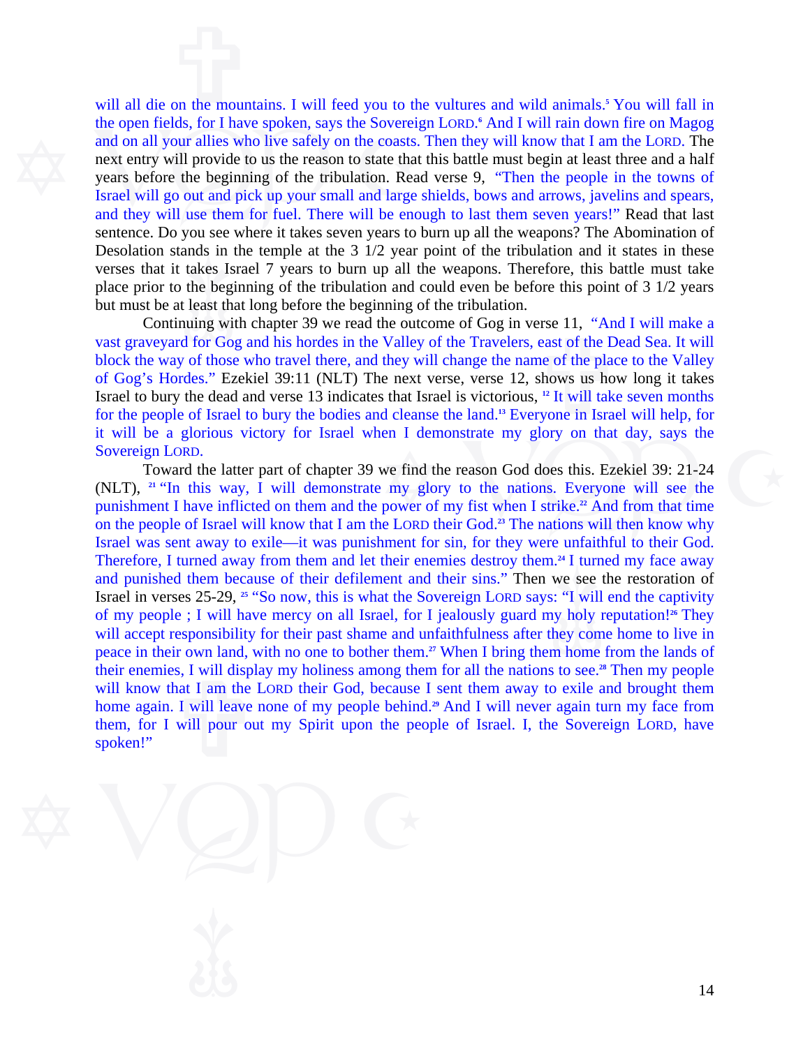will all die on the mountains. I will feed you to the vultures and wild animals.[5] You will fall in the open fields, for I have spoken, says the Sovereign LORD.[6] And I will rain down fire on Magog and on all your allies who live safely on the coasts. Then they will know that I am the LORD. The next entry will provide to us the reason to state that this battle must begin at least three and a half years before the beginning of the tribulation. Read verse 9, "Then the people in the towns of Israel will go out and pick up your small and large shields, bows and arrows, javelins and spears, and they will use them for fuel. There will be enough to last them seven years!" Read that last sentence. Do you see where it takes seven years to burn up all the weapons? The Abomination of Desolation stands in the temple at the 3 1/2 year point of the tribulation and it states in these verses that it takes Israel 7 years to burn up all the weapons. Therefore, this battle must take place prior to the beginning of the tribulation and could even be before this point of 3 1/2 years but must be at least that long before the beginning of the tribulation.

Continuing with chapter 39 we read the outcome of Gog in verse 11, "And I will make a vast graveyard for Gog and his hordes in the Valley of the Travelers, east of the Dead Sea. It will block the way of those who travel there, and they will change the name of the place to the Valley of Gog's Hordes." Ezekiel 39:11 (NLT) The next verse, verse 12, shows us how long it takes Israel to bury the dead and verse 13 indicates that Israel is victorious, [12] It will take seven months for the people of Israel to bury the bodies and cleanse the land.[13] Everyone in Israel will help, for it will be a glorious victory for Israel when I demonstrate my glory on that day, says the Sovereign LORD.

Toward the latter part of chapter 39 we find the reason God does this. Ezekiel 39: 21-24 (NLT), [21] "In this way, I will demonstrate my glory to the nations. Everyone will see the punishment I have inflicted on them and the power of my fist when I strike.[22] And from that time on the people of Israel will know that I am the LORD their God.[23] The nations will then know why Israel was sent away to exile—it was punishment for sin, for they were unfaithful to their God. Therefore, I turned away from them and let their enemies destroy them.[24] I turned my face away and punished them because of their defilement and their sins." Then we see the restoration of Israel in verses 25-29, [25] "So now, this is what the Sovereign LORD says: "I will end the captivity of my people ; I will have mercy on all Israel, for I jealously guard my holy reputation![26] They will accept responsibility for their past shame and unfaithfulness after they come home to live in peace in their own land, with no one to bother them.[27] When I bring them home from the lands of their enemies, I will display my holiness among them for all the nations to see.[28] Then my people will know that I am the LORD their God, because I sent them away to exile and brought them home again. I will leave none of my people behind.[29] And I will never again turn my face from them, for I will pour out my Spirit upon the people of Israel. I, the Sovereign LORD, have spoken!"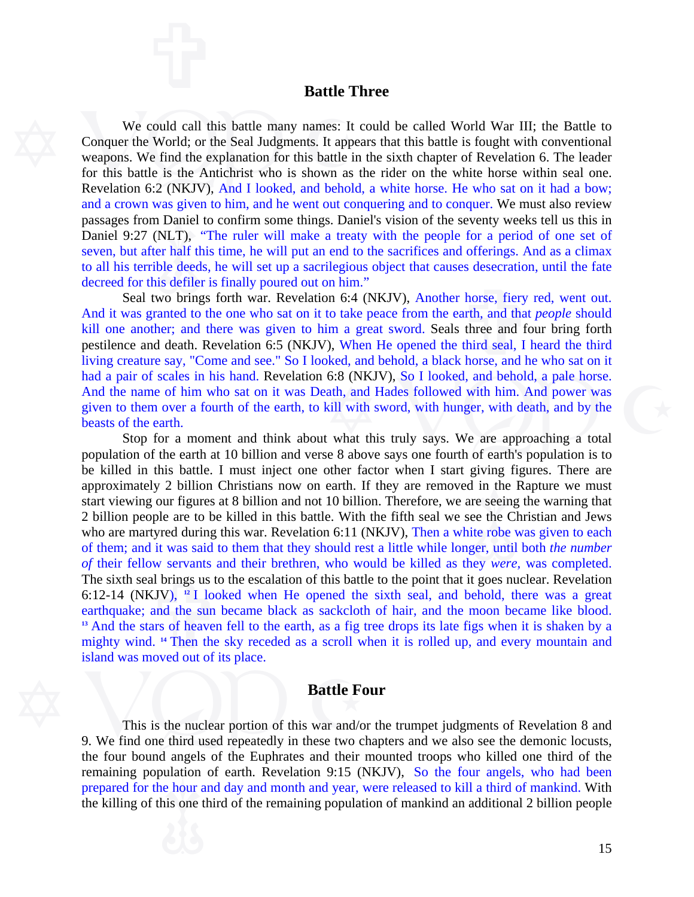## Battle Three

We could call this battle many names: It could be called World War III; the Battle to Conquer the World; or the Seal Judgments. It appears that this battle is fought with conventional weapons. We find the explanation for this battle in the sixth chapter of Revelation 6. The leader for this battle is the Antichrist who is shown as the rider on the white horse within seal one. Revelation 6:2 (NKJV), And I looked, and behold, a white horse. He who sat on it had a bow; and a crown was given to him, and he went out conquering and to conquer. We must also review passages from Daniel to confirm some things. Daniel's vision of the seventy weeks tell us this in Daniel 9:27 (NLT), "The ruler will make a treaty with the people for a period of one set of seven, but after half this time, he will put an end to the sacrifices and offerings. And as a climax to all his terrible deeds, he will set up a sacrilegious object that causes desecration, until the fate decreed for this defiler is finally poured out on him."

Seal two brings forth war. Revelation 6:4 (NKJV), Another horse, fiery red, went out. And it was granted to the one who sat on it to take peace from the earth, and that *people* should kill one another; and there was given to him a great sword. Seals three and four bring forth pestilence and death. Revelation 6:5 (NKJV), When He opened the third seal, I heard the third living creature say, "Come and see." So I looked, and behold, a black horse, and he who sat on it had a pair of scales in his hand. Revelation 6:8 (NKJV), So I looked, and behold, a pale horse. And the name of him who sat on it was Death, and Hades followed with him. And power was given to them over a fourth of the earth, to kill with sword, with hunger, with death, and by the beasts of the earth.

Stop for a moment and think about what this truly says. We are approaching a total population of the earth at 10 billion and verse 8 above says one fourth of earth's population is to be killed in this battle. I must inject one other factor when I start giving figures. There are approximately 2 billion Christians now on earth. If they are removed in the Rapture we must start viewing our figures at 8 billion and not 10 billion. Therefore, we are seeing the warning that 2 billion people are to be killed in this battle. With the fifth seal we see the Christian and Jews who are martyred during this war. Revelation 6:11 (NKJV), Then a white robe was given to each of them; and it was said to them that they should rest a little while longer, until both *the number of* their fellow servants and their brethren, who would be killed as they *were*, was completed. The sixth seal brings us to the escalation of this battle to the point that it goes nuclear. Revelation 6:12-14 (NKJV), [12] I looked when He opened the sixth seal, and behold, there was a great earthquake; and the sun became black as sackcloth of hair, and the moon became like blood. [13] And the stars of heaven fell to the earth, as a fig tree drops its late figs when it is shaken by a mighty wind. [14] Then the sky receded as a scroll when it is rolled up, and every mountain and island was moved out of its place.

## Battle Four

This is the nuclear portion of this war and/or the trumpet judgments of Revelation 8 and 9. We find one third used repeatedly in these two chapters and we also see the demonic locusts, the four bound angels of the Euphrates and their mounted troops who killed one third of the remaining population of earth. Revelation 9:15 (NKJV), So the four angels, who had been prepared for the hour and day and month and year, were released to kill a third of mankind. With the killing of this one third of the remaining population of mankind an additional 2 billion people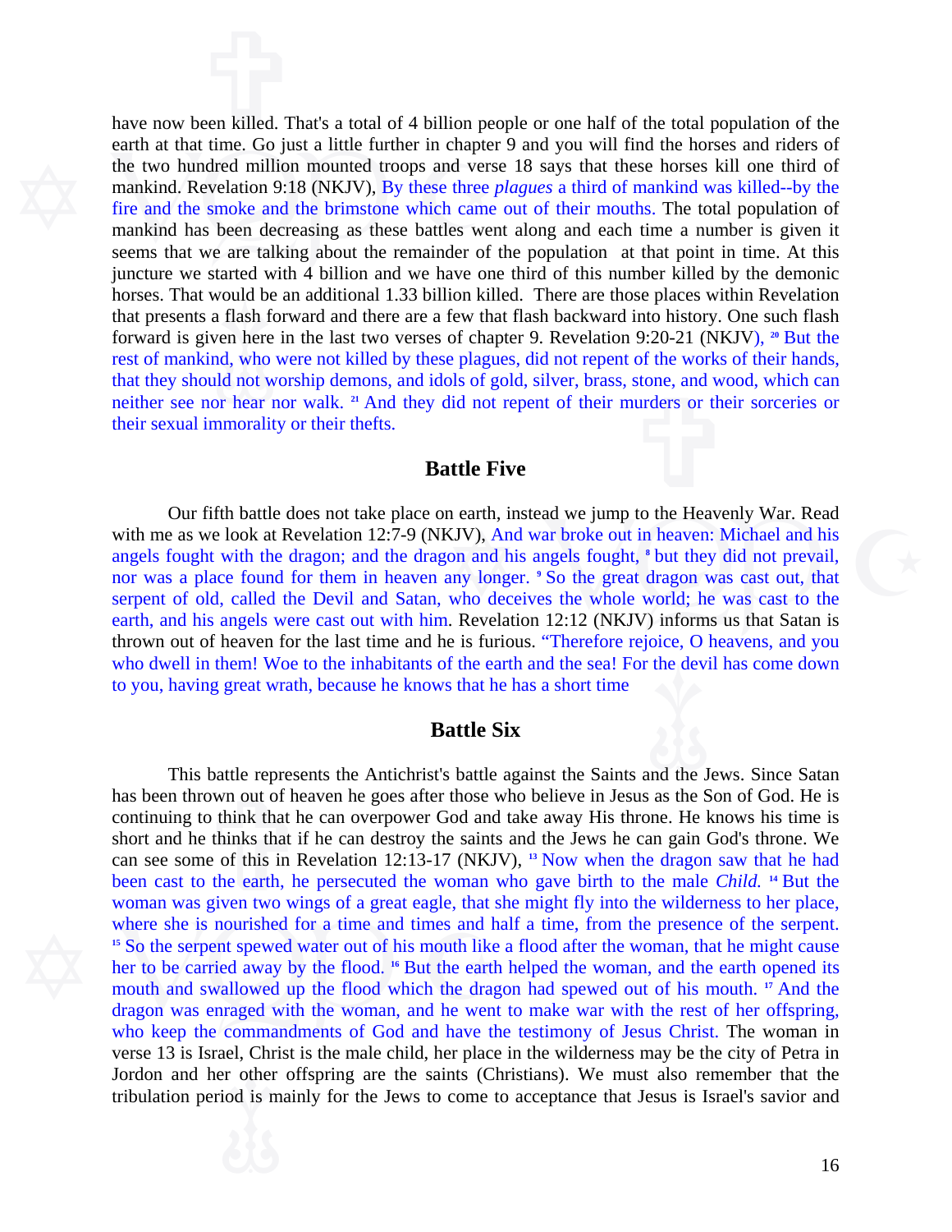have now been killed. That's a total of 4 billion people or one half of the total population of the earth at that time. Go just a little further in chapter 9 and you will find the horses and riders of the two hundred million mounted troops and verse 18 says that these horses kill one third of mankind. Revelation 9:18 (NKJV), By these three *plagues* a third of mankind was killed--by the fire and the smoke and the brimstone which came out of their mouths. The total population of mankind has been decreasing as these battles went along and each time a number is given it seems that we are talking about the remainder of the population at that point in time. At this juncture we started with 4 billion and we have one third of this number killed by the demonic horses. That would be an additional 1.33 billion killed. There are those places within Revelation that presents a flash forward and there are a few that flash backward into history. One such flash forward is given here in the last two verses of chapter 9. Revelation 9:20-21 (NKJV), [20] But the rest of mankind, who were not killed by these plagues, did not repent of the works of their hands, that they should not worship demons, and idols of gold, silver, brass, stone, and wood, which can neither see nor hear nor walk. [21] And they did not repent of their murders or their sorceries or their sexual immorality or their thefts.

## Battle Five

Our fifth battle does not take place on earth, instead we jump to the Heavenly War. Read with me as we look at Revelation 12:7-9 (NKJV), And war broke out in heaven: Michael and his angels fought with the dragon; and the dragon and his angels fought, [8] but they did not prevail, nor was a place found for them in heaven any longer. [9] So the great dragon was cast out, that serpent of old, called the Devil and Satan, who deceives the whole world; he was cast to the earth, and his angels were cast out with him. Revelation 12:12 (NKJV) informs us that Satan is thrown out of heaven for the last time and he is furious. "Therefore rejoice, O heavens, and you who dwell in them! Woe to the inhabitants of the earth and the sea! For the devil has come down to you, having great wrath, because he knows that he has a short time

## Battle Six

This battle represents the Antichrist's battle against the Saints and the Jews. Since Satan has been thrown out of heaven he goes after those who believe in Jesus as the Son of God. He is continuing to think that he can overpower God and take away His throne. He knows his time is short and he thinks that if he can destroy the saints and the Jews he can gain God's throne. We can see some of this in Revelation 12:13-17 (NKJV), [13] Now when the dragon saw that he had been cast to the earth, he persecuted the woman who gave birth to the male *Child.* [14] But the woman was given two wings of a great eagle, that she might fly into the wilderness to her place, where she is nourished for a time and times and half a time, from the presence of the serpent. [15] So the serpent spewed water out of his mouth like a flood after the woman, that he might cause her to be carried away by the flood. [16] But the earth helped the woman, and the earth opened its mouth and swallowed up the flood which the dragon had spewed out of his mouth. [17] And the dragon was enraged with the woman, and he went to make war with the rest of her offspring, who keep the commandments of God and have the testimony of Jesus Christ. The woman in verse 13 is Israel, Christ is the male child, her place in the wilderness may be the city of Petra in Jordon and her other offspring are the saints (Christians). We must also remember that the tribulation period is mainly for the Jews to come to acceptance that Jesus is Israel's savior and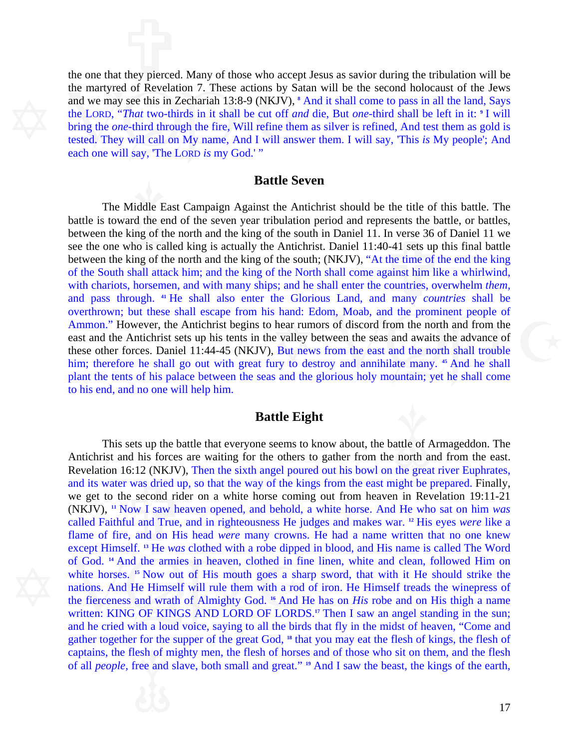the one that they pierced. Many of those who accept Jesus as savior during the tribulation will be the martyred of Revelation 7. These actions by Satan will be the second holocaust of the Jews and we may see this in Zechariah 13:8-9 (NKJV), [8] And it shall come to pass in all the land, Says the LORD, "*That* two-thirds in it shall be cut off *and* die, But *one*-third shall be left in it: [9] I will bring the *one*-third through the fire, Will refine them as silver is refined, And test them as gold is tested. They will call on My name, And I will answer them. I will say, 'This *is* My people'; And each one will say, 'The LORD *is* my God.' "

## Battle Seven

The Middle East Campaign Against the Antichrist should be the title of this battle. The battle is toward the end of the seven year tribulation period and represents the battle, or battles, between the king of the north and the king of the south in Daniel 11. In verse 36 of Daniel 11 we see the one who is called king is actually the Antichrist. Daniel 11:40-41 sets up this final battle between the king of the north and the king of the south; (NKJV), "At the time of the end the king of the South shall attack him; and the king of the North shall come against him like a whirlwind, with chariots, horsemen, and with many ships; and he shall enter the countries, overwhelm *them*, and pass through. [41] He shall also enter the Glorious Land, and many *countries* shall be overthrown; but these shall escape from his hand: Edom, Moab, and the prominent people of Ammon." However, the Antichrist begins to hear rumors of discord from the north and from the east and the Antichrist sets up his tents in the valley between the seas and awaits the advance of these other forces. Daniel 11:44-45 (NKJV), But news from the east and the north shall trouble him; therefore he shall go out with great fury to destroy and annihilate many. [45] And he shall plant the tents of his palace between the seas and the glorious holy mountain; yet he shall come to his end, and no one will help him.

## Battle Eight

This sets up the battle that everyone seems to know about, the battle of Armageddon. The Antichrist and his forces are waiting for the others to gather from the north and from the east. Revelation 16:12 (NKJV), Then the sixth angel poured out his bowl on the great river Euphrates, and its water was dried up, so that the way of the kings from the east might be prepared. Finally, we get to the second rider on a white horse coming out from heaven in Revelation 19:11-21 (NKJV), [11] Now I saw heaven opened, and behold, a white horse. And He who sat on him *was* called Faithful and True, and in righteousness He judges and makes war. [12] His eyes *were* like a flame of fire, and on His head *were* many crowns. He had a name written that no one knew except Himself. [13] He *was* clothed with a robe dipped in blood, and His name is called The Word of God. [14] And the armies in heaven, clothed in fine linen, white and clean, followed Him on white horses. [15] Now out of His mouth goes a sharp sword, that with it He should strike the nations. And He Himself will rule them with a rod of iron. He Himself treads the winepress of the fierceness and wrath of Almighty God. [16] And He has on *His* robe and on His thigh a name written: KING OF KINGS AND LORD OF LORDS.[17] Then I saw an angel standing in the sun; and he cried with a loud voice, saying to all the birds that fly in the midst of heaven, "Come and gather together for the supper of the great God, [18] that you may eat the flesh of kings, the flesh of captains, the flesh of mighty men, the flesh of horses and of those who sit on them, and the flesh of all *people*, free and slave, both small and great." [19] And I saw the beast, the kings of the earth,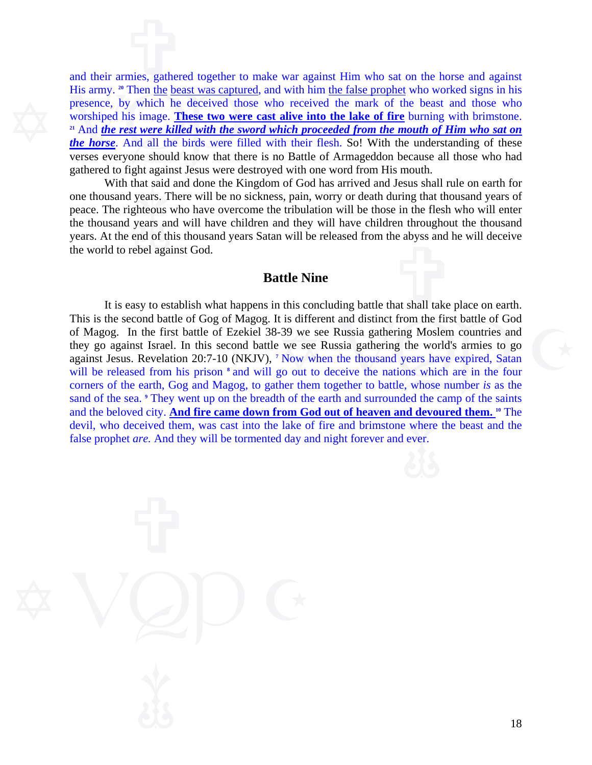and their armies, gathered together to make war against Him who sat on the horse and against His army. [20] Then the beast was captured, and with him the false prophet who worked signs in his presence, by which he deceived those who received the mark of the beast and those who worshiped his image. **These two were cast alive into the lake of fire** burning with brimstone. [21] And ***the rest were killed with the sword which proceeded from the mouth of Him who sat on the horse***. And all the birds were filled with their flesh. So! With the understanding of these verses everyone should know that there is no Battle of Armageddon because all those who had gathered to fight against Jesus were destroyed with one word from His mouth.

With that said and done the Kingdom of God has arrived and Jesus shall rule on earth for one thousand years. There will be no sickness, pain, worry or death during that thousand years of peace. The righteous who have overcome the tribulation will be those in the flesh who will enter the thousand years and will have children and they will have children throughout the thousand years. At the end of this thousand years Satan will be released from the abyss and he will deceive the world to rebel against God.

## Battle Nine

It is easy to establish what happens in this concluding battle that shall take place on earth. This is the second battle of Gog of Magog. It is different and distinct from the first battle of God of Magog. In the first battle of Ezekiel 38-39 we see Russia gathering Moslem countries and they go against Israel. In this second battle we see Russia gathering the world's armies to go against Jesus. Revelation 20:7-10 (NKJV), [7] Now when the thousand years have expired, Satan will be released from his prison [8] and will go out to deceive the nations which are in the four corners of the earth, Gog and Magog, to gather them together to battle, whose number *is* as the sand of the sea. [9] They went up on the breadth of the earth and surrounded the camp of the saints and the beloved city. **And fire came down from God out of heaven and devoured them.** [10] The devil, who deceived them, was cast into the lake of fire and brimstone where the beast and the false prophet *are.* And they will be tormented day and night forever and ever.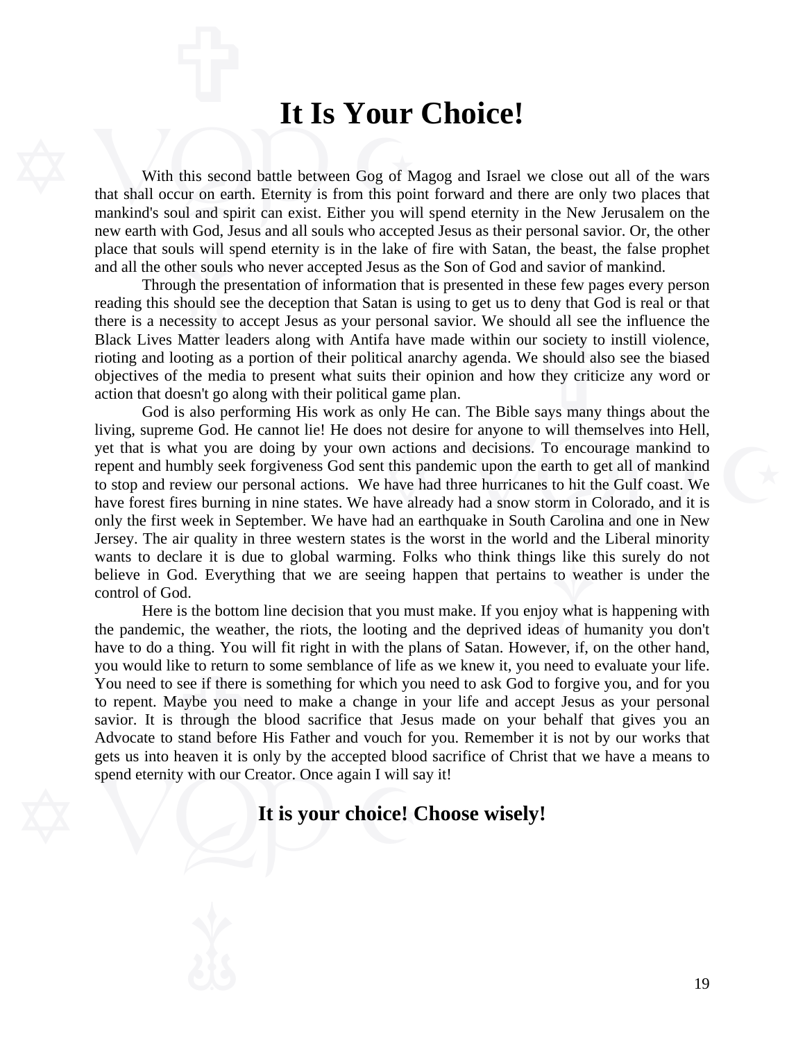# It Is Your Choice!

With this second battle between Gog of Magog and Israel we close out all of the wars that shall occur on earth. Eternity is from this point forward and there are only two places that mankind's soul and spirit can exist. Either you will spend eternity in the New Jerusalem on the new earth with God, Jesus and all souls who accepted Jesus as their personal savior. Or, the other place that souls will spend eternity is in the lake of fire with Satan, the beast, the false prophet and all the other souls who never accepted Jesus as the Son of God and savior of mankind.

Through the presentation of information that is presented in these few pages every person reading this should see the deception that Satan is using to get us to deny that God is real or that there is a necessity to accept Jesus as your personal savior. We should all see the influence the Black Lives Matter leaders along with Antifa have made within our society to instill violence, rioting and looting as a portion of their political anarchy agenda. We should also see the biased objectives of the media to present what suits their opinion and how they criticize any word or action that doesn't go along with their political game plan.

God is also performing His work as only He can. The Bible says many things about the living, supreme God. He cannot lie! He does not desire for anyone to will themselves into Hell, yet that is what you are doing by your own actions and decisions. To encourage mankind to repent and humbly seek forgiveness God sent this pandemic upon the earth to get all of mankind to stop and review our personal actions. We have had three hurricanes to hit the Gulf coast. We have forest fires burning in nine states. We have already had a snow storm in Colorado, and it is only the first week in September. We have had an earthquake in South Carolina and one in New Jersey. The air quality in three western states is the worst in the world and the Liberal minority wants to declare it is due to global warming. Folks who think things like this surely do not believe in God. Everything that we are seeing happen that pertains to weather is under the control of God.

Here is the bottom line decision that you must make. If you enjoy what is happening with the pandemic, the weather, the riots, the looting and the deprived ideas of humanity you don't have to do a thing. You will fit right in with the plans of Satan. However, if, on the other hand, you would like to return to some semblance of life as we knew it, you need to evaluate your life. You need to see if there is something for which you need to ask God to forgive you, and for you to repent. Maybe you need to make a change in your life and accept Jesus as your personal savior. It is through the blood sacrifice that Jesus made on your behalf that gives you an Advocate to stand before His Father and vouch for you. Remember it is not by our works that gets us into heaven it is only by the accepted blood sacrifice of Christ that we have a means to spend eternity with our Creator. Once again I will say it!

### It is your choice! Choose wisely!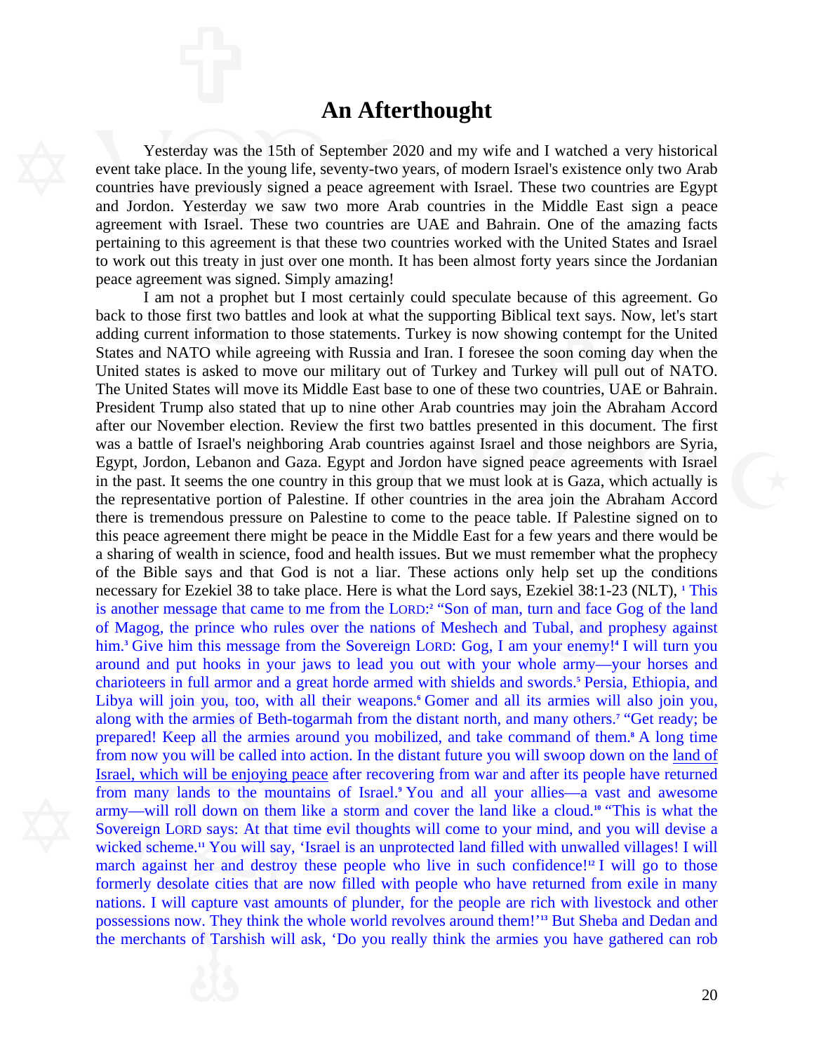# An Afterthought

Yesterday was the 15th of September 2020 and my wife and I watched a very historical event take place. In the young life, seventy-two years, of modern Israel's existence only two Arab countries have previously signed a peace agreement with Israel. These two countries are Egypt and Jordon. Yesterday we saw two more Arab countries in the Middle East sign a peace agreement with Israel. These two countries are UAE and Bahrain. One of the amazing facts pertaining to this agreement is that these two countries worked with the United States and Israel to work out this treaty in just over one month. It has been almost forty years since the Jordanian peace agreement was signed. Simply amazing!

I am not a prophet but I most certainly could speculate because of this agreement. Go back to those first two battles and look at what the supporting Biblical text says. Now, let's start adding current information to those statements. Turkey is now showing contempt for the United States and NATO while agreeing with Russia and Iran. I foresee the soon coming day when the United states is asked to move our military out of Turkey and Turkey will pull out of NATO. The United States will move its Middle East base to one of these two countries, UAE or Bahrain. President Trump also stated that up to nine other Arab countries may join the Abraham Accord after our November election. Review the first two battles presented in this document. The first was a battle of Israel's neighboring Arab countries against Israel and those neighbors are Syria, Egypt, Jordon, Lebanon and Gaza. Egypt and Jordon have signed peace agreements with Israel in the past. It seems the one country in this group that we must look at is Gaza, which actually is the representative portion of Palestine. If other countries in the area join the Abraham Accord there is tremendous pressure on Palestine to come to the peace table. If Palestine signed on to this peace agreement there might be peace in the Middle East for a few years and there would be a sharing of wealth in science, food and health issues. But we must remember what the prophecy of the Bible says and that God is not a liar. These actions only help set up the conditions necessary for Ezekiel 38 to take place. Here is what the Lord says, Ezekiel 38:1-23 (NLT), [1] This is another message that came to me from the LORD:[2] "Son of man, turn and face Gog of the land of Magog, the prince who rules over the nations of Meshech and Tubal, and prophesy against him.[3] Give him this message from the Sovereign LORD: Gog, I am your enemy![4] I will turn you around and put hooks in your jaws to lead you out with your whole army—your horses and charioteers in full armor and a great horde armed with shields and swords.[5] Persia, Ethiopia, and Libya will join you, too, with all their weapons.[6] Gomer and all its armies will also join you, along with the armies of Beth-togarmah from the distant north, and many others.[7] "Get ready; be prepared! Keep all the armies around you mobilized, and take command of them.[8] A long time from now you will be called into action. In the distant future you will swoop down on the <u>land of Israel, which will be enjoying peace</u> after recovering from war and after its people have returned from many lands to the mountains of Israel.[9] You and all your allies—a vast and awesome army—will roll down on them like a storm and cover the land like a cloud.[10] "This is what the Sovereign LORD says: At that time evil thoughts will come to your mind, and you will devise a wicked scheme.[11] You will say, 'Israel is an unprotected land filled with unwalled villages! I will march against her and destroy these people who live in such confidence![12] I will go to those formerly desolate cities that are now filled with people who have returned from exile in many nations. I will capture vast amounts of plunder, for the people are rich with livestock and other possessions now. They think the whole world revolves around them!'[13] But Sheba and Dedan and the merchants of Tarshish will ask, 'Do you really think the armies you have gathered can rob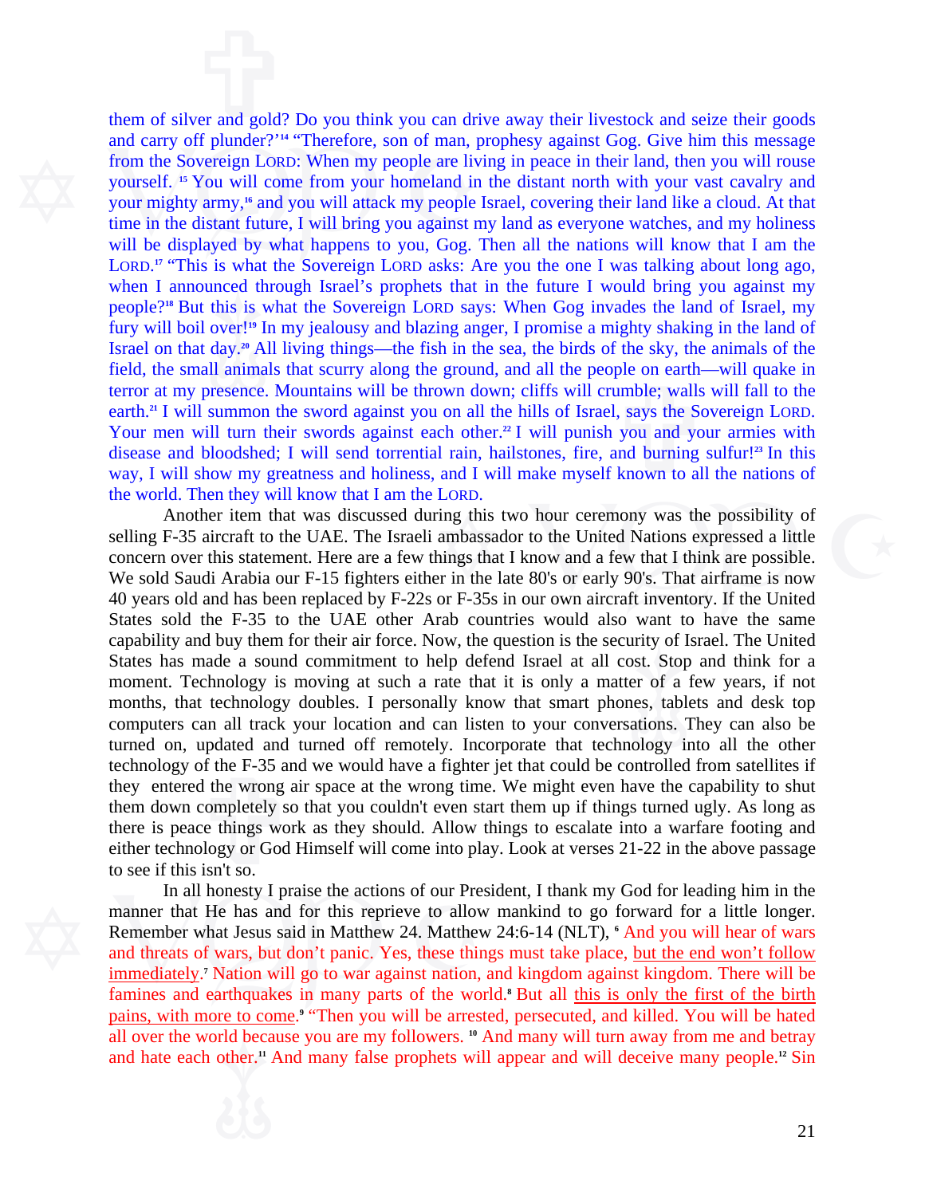them of silver and gold? Do you think you can drive away their livestock and seize their goods and carry off plunder?'[14] "Therefore, son of man, prophesy against Gog. Give him this message from the Sovereign LORD: When my people are living in peace in their land, then you will rouse yourself. [15] You will come from your homeland in the distant north with your vast cavalry and your mighty army,[16] and you will attack my people Israel, covering their land like a cloud. At that time in the distant future, I will bring you against my land as everyone watches, and my holiness will be displayed by what happens to you, Gog. Then all the nations will know that I am the LORD.[17] "This is what the Sovereign LORD asks: Are you the one I was talking about long ago, when I announced through Israel's prophets that in the future I would bring you against my people?[18] But this is what the Sovereign LORD says: When Gog invades the land of Israel, my fury will boil over![19] In my jealousy and blazing anger, I promise a mighty shaking in the land of Israel on that day.[20] All living things—the fish in the sea, the birds of the sky, the animals of the field, the small animals that scurry along the ground, and all the people on earth—will quake in terror at my presence. Mountains will be thrown down; cliffs will crumble; walls will fall to the earth.[21] I will summon the sword against you on all the hills of Israel, says the Sovereign LORD. Your men will turn their swords against each other.[22] I will punish you and your armies with disease and bloodshed; I will send torrential rain, hailstones, fire, and burning sulfur![23] In this way, I will show my greatness and holiness, and I will make myself known to all the nations of the world. Then they will know that I am the LORD.

Another item that was discussed during this two hour ceremony was the possibility of selling F-35 aircraft to the UAE. The Israeli ambassador to the United Nations expressed a little concern over this statement. Here are a few things that I know and a few that I think are possible. We sold Saudi Arabia our F-15 fighters either in the late 80's or early 90's. That airframe is now 40 years old and has been replaced by F-22s or F-35s in our own aircraft inventory. If the United States sold the F-35 to the UAE other Arab countries would also want to have the same capability and buy them for their air force. Now, the question is the security of Israel. The United States has made a sound commitment to help defend Israel at all cost. Stop and think for a moment. Technology is moving at such a rate that it is only a matter of a few years, if not months, that technology doubles. I personally know that smart phones, tablets and desk top computers can all track your location and can listen to your conversations. They can also be turned on, updated and turned off remotely. Incorporate that technology into all the other technology of the F-35 and we would have a fighter jet that could be controlled from satellites if they entered the wrong air space at the wrong time. We might even have the capability to shut them down completely so that you couldn't even start them up if things turned ugly. As long as there is peace things work as they should. Allow things to escalate into a warfare footing and either technology or God Himself will come into play. Look at verses 21-22 in the above passage to see if this isn't so.

In all honesty I praise the actions of our President, I thank my God for leading him in the manner that He has and for this reprieve to allow mankind to go forward for a little longer. Remember what Jesus said in Matthew 24. Matthew 24:6-14 (NLT), [6] And you will hear of wars and threats of wars, but don't panic. Yes, these things must take place, <u>but the end won't follow immediately</u>.[7] Nation will go to war against nation, and kingdom against kingdom. There will be famines and earthquakes in many parts of the world.[8] But all <u>this is only the first of the birth pains, with more to come</u>.[9] "Then you will be arrested, persecuted, and killed. You will be hated all over the world because you are my followers. [10] And many will turn away from me and betray and hate each other.[11] And many false prophets will appear and will deceive many people.[12] Sin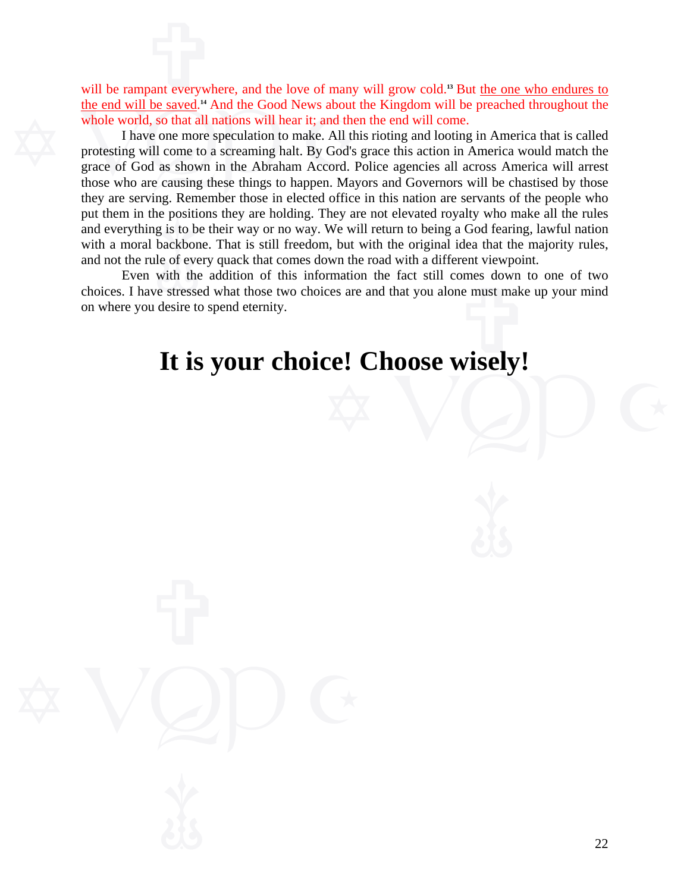will be rampant everywhere, and the love of many will grow cold.[13] But the one who endures to the end will be saved.[14] And the Good News about the Kingdom will be preached throughout the whole world, so that all nations will hear it; and then the end will come.

I have one more speculation to make. All this rioting and looting in America that is called protesting will come to a screaming halt. By God's grace this action in America would match the grace of God as shown in the Abraham Accord. Police agencies all across America will arrest those who are causing these things to happen. Mayors and Governors will be chastised by those they are serving. Remember those in elected office in this nation are servants of the people who put them in the positions they are holding. They are not elevated royalty who make all the rules and everything is to be their way or no way. We will return to being a God fearing, lawful nation with a moral backbone. That is still freedom, but with the original idea that the majority rules, and not the rule of every quack that comes down the road with a different viewpoint.

Even with the addition of this information the fact still comes down to one of two choices. I have stressed what those two choices are and that you alone must make up your mind on where you desire to spend eternity.

# It is your choice! Choose wisely!